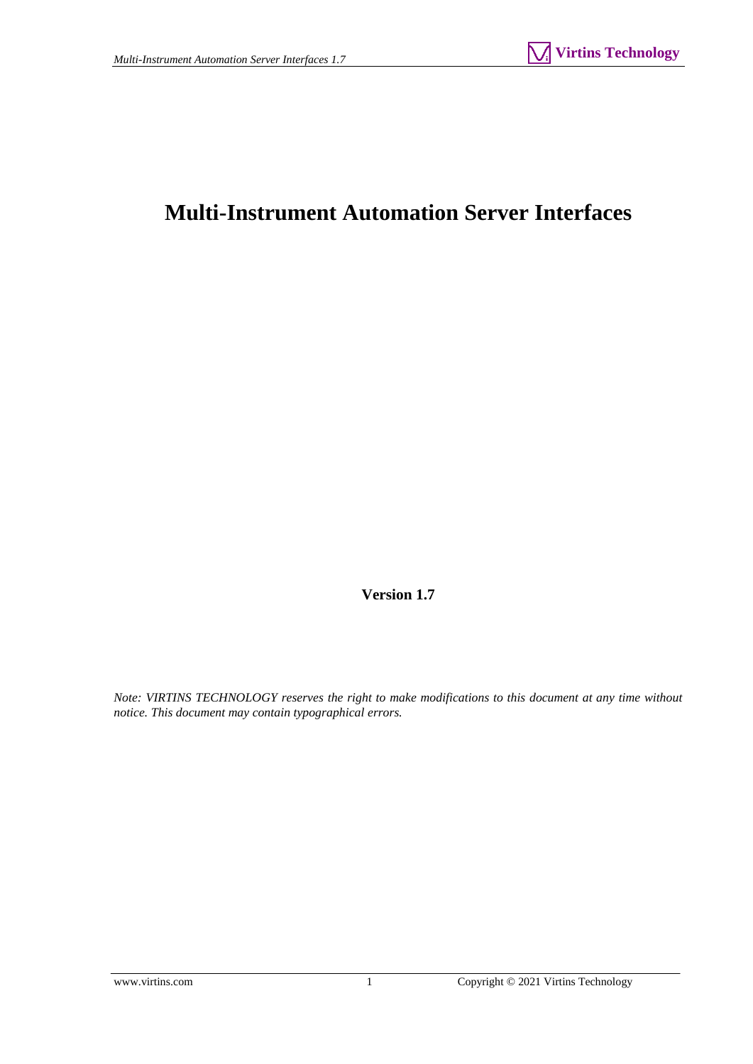# Multi-Instrument Automation Server Interfaces

**Version 1.7**

*Note: VIRTINS TECHNOLOGY reserves the right to make modifications to this document at any time without notice. This document may contain typographical errors.*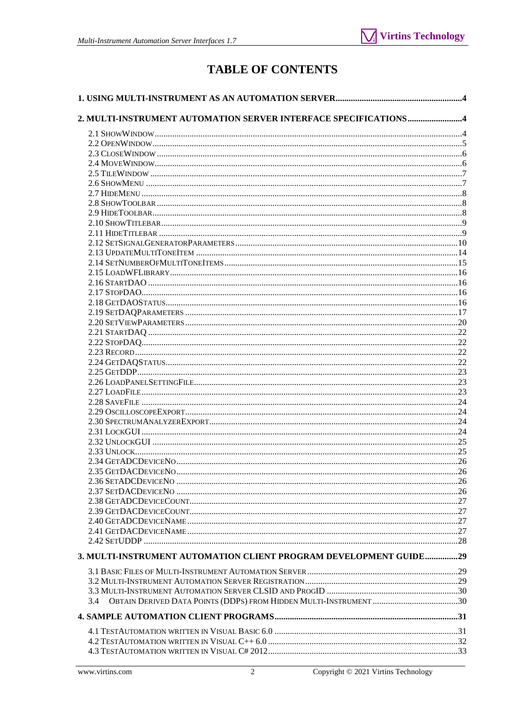# TABLE OF CONTENTS

**1. USING MULTI-INSTRUMENT AS AN AUTOMATION SERVER....................4**

**2. MULTI-INSTRUMENT AUTOMATION SERVER INTERFACE SPECIFICATIONS....................4**

2.1 ShowWindow....................4
2.2 OpenWindow....................5
2.3 CloseWindow....................6
2.4 MoveWindow....................6
2.5 TileWindow....................7
2.6 ShowMenu....................7
2.7 HideMenu....................8
2.8 ShowToolbar....................8
2.9 HideToolbar....................8
2.10 ShowTitlebar....................9
2.11 HideTitlebar....................9
2.12 SetSignalGeneratorParameters....................10
2.13 UpdateMultiToneItem....................14
2.14 SetNumberOfMultiToneItems....................15
2.15 LoadWFLibrary....................16
2.16 StartDAO....................16
2.17 StopDAO....................16
2.18 GetDAOStatus....................16
2.19 SetDAQParameters....................17
2.20 SetViewParameters....................20
2.21 StartDAQ....................22
2.22 StopDAQ....................22
2.23 Record....................22
2.24 GetDAQStatus....................22
2.25 GetDDP....................23
2.26 LoadPanelSettingFile....................23
2.27 LoadFile....................23
2.28 SaveFile....................24
2.29 OscilloscopeExport....................24
2.30 SpectrumAnalyzerExport....................24
2.31 LockGUI....................24
2.32 UnlockGUI....................25
2.33 Unlock....................25
2.34 GetADCDeviceNo....................26
2.35 GetDACDeviceNo....................26
2.36 SetADCDeviceNo....................26
2.37 SetDACDeviceNo....................26
2.38 GetADCDeviceCount....................27
2.39 GetDACDeviceCount....................27
2.40 GetADCDeviceName....................27
2.41 GetDACDeviceName....................27
2.42 SetUDDP....................28

**3. MULTI-INSTRUMENT AUTOMATION CLIENT PROGRAM DEVELOPMENT GUIDE....................29**

3.1 Basic Files of Multi-Instrument Automation Server....................29
3.2 Multi-Instrument Automation Server Registration....................29
3.3 Multi-Instrument Automation Server CLSID and ProgID....................30
3.4 Obtain Derived Data Points (DDPs) from Hidden Multi-Instrument....................30

**4. SAMPLE AUTOMATION CLIENT PROGRAMS....................31**

4.1 TestAutomation written in Visual Basic 6.0....................31
4.2 TestAutomation written in Visual C++ 6.0....................32
4.3 TestAutomation written in Visual C# 2012....................33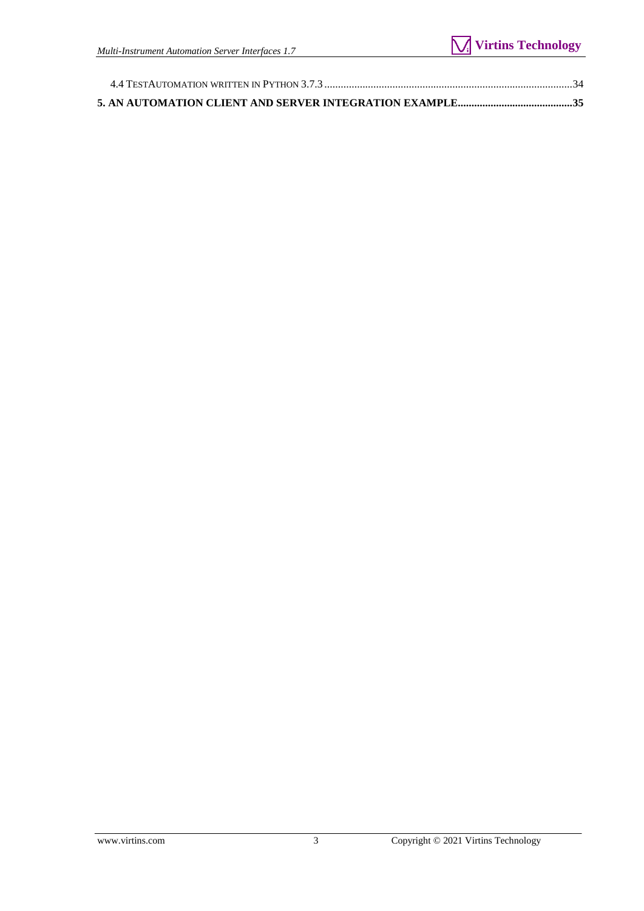4.4 TestAutomation written in Python 3.7.3 ..........................................................................................34

**5. AN AUTOMATION CLIENT AND SERVER INTEGRATION EXAMPLE..........................................35**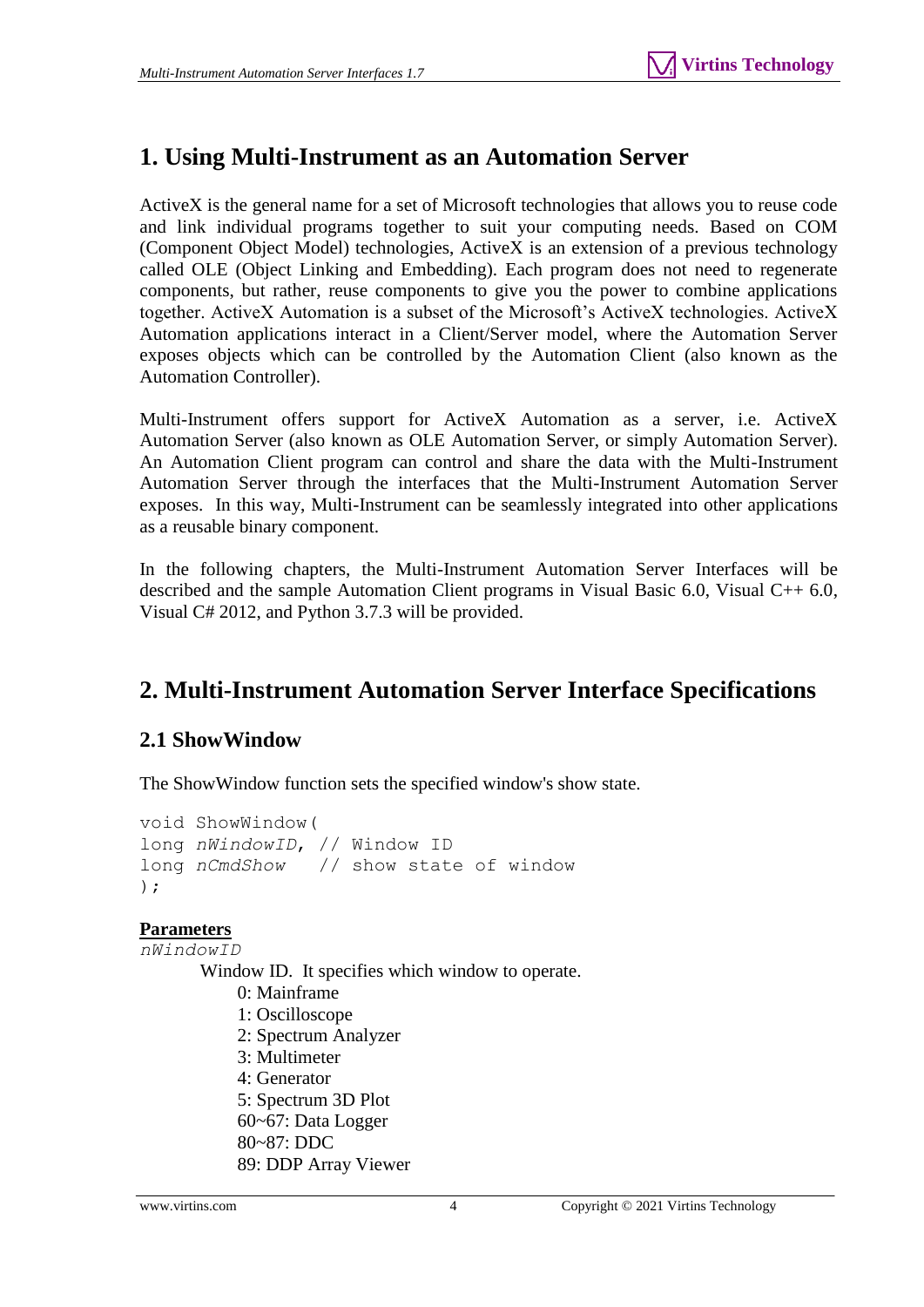# 1. Using Multi-Instrument as an Automation Server

ActiveX is the general name for a set of Microsoft technologies that allows you to reuse code and link individual programs together to suit your computing needs. Based on COM (Component Object Model) technologies, ActiveX is an extension of a previous technology called OLE (Object Linking and Embedding). Each program does not need to regenerate components, but rather, reuse components to give you the power to combine applications together. ActiveX Automation is a subset of the Microsoft's ActiveX technologies. ActiveX Automation applications interact in a Client/Server model, where the Automation Server exposes objects which can be controlled by the Automation Client (also known as the Automation Controller).

Multi-Instrument offers support for ActiveX Automation as a server, i.e. ActiveX Automation Server (also known as OLE Automation Server, or simply Automation Server). An Automation Client program can control and share the data with the Multi-Instrument Automation Server through the interfaces that the Multi-Instrument Automation Server exposes. In this way, Multi-Instrument can be seamlessly integrated into other applications as a reusable binary component.

In the following chapters, the Multi-Instrument Automation Server Interfaces will be described and the sample Automation Client programs in Visual Basic 6.0, Visual C++ 6.0, Visual C# 2012, and Python 3.7.3 will be provided.

# 2. Multi-Instrument Automation Server Interface Specifications

## 2.1 ShowWindow

The ShowWindow function sets the specified window's show state.

```
void ShowWindow(
long nWindowID, // Window ID
long nCmdShow   // show state of window
);
```

**Parameters**

*nWindowID*

Window ID. It specifies which window to operate.

- 0: Mainframe
- 1: Oscilloscope
- 2: Spectrum Analyzer
- 3: Multimeter
- 4: Generator
- 5: Spectrum 3D Plot
- 60~67: Data Logger
- 80~87: DDC
- 89: DDP Array Viewer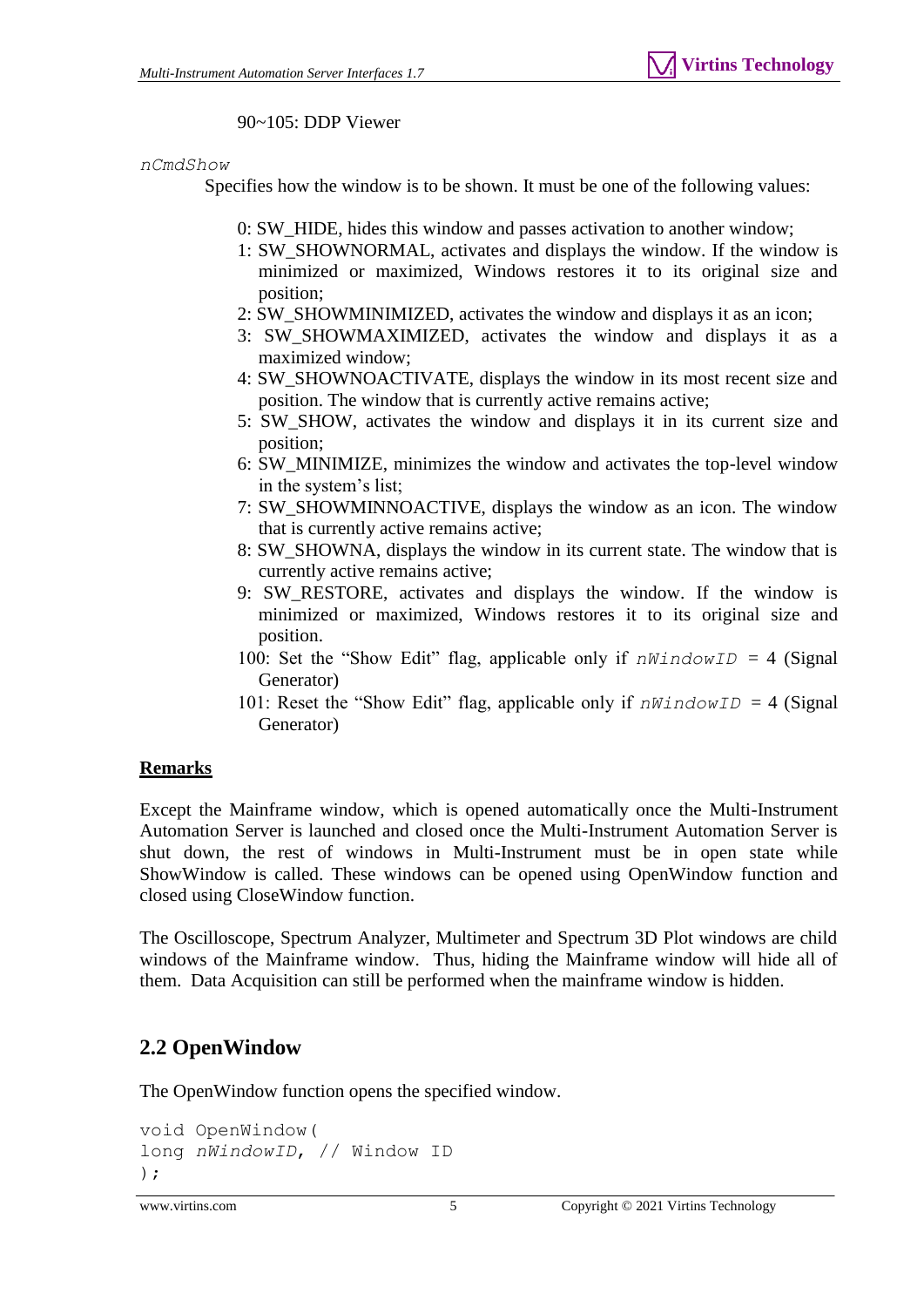90~105: DDP Viewer

*nCmdShow*

Specifies how the window is to be shown. It must be one of the following values:

0: SW_HIDE, hides this window and passes activation to another window;
1: SW_SHOWNORMAL, activates and displays the window. If the window is minimized or maximized, Windows restores it to its original size and position;
2: SW_SHOWMINIMIZED, activates the window and displays it as an icon;
3: SW_SHOWMAXIMIZED, activates the window and displays it as a maximized window;
4: SW_SHOWNOACTIVATE, displays the window in its most recent size and position. The window that is currently active remains active;
5: SW_SHOW, activates the window and displays it in its current size and position;
6: SW_MINIMIZE, minimizes the window and activates the top-level window in the system's list;
7: SW_SHOWMINNOACTIVE, displays the window as an icon. The window that is currently active remains active;
8: SW_SHOWNA, displays the window in its current state. The window that is currently active remains active;
9: SW_RESTORE, activates and displays the window. If the window is minimized or maximized, Windows restores it to its original size and position.
100: Set the "Show Edit" flag, applicable only if *nWindowID* = 4 (Signal Generator)
101: Reset the "Show Edit" flag, applicable only if *nWindowID* = 4 (Signal Generator)

**Remarks**

Except the Mainframe window, which is opened automatically once the Multi-Instrument Automation Server is launched and closed once the Multi-Instrument Automation Server is shut down, the rest of windows in Multi-Instrument must be in open state while ShowWindow is called. These windows can be opened using OpenWindow function and closed using CloseWindow function.

The Oscilloscope, Spectrum Analyzer, Multimeter and Spectrum 3D Plot windows are child windows of the Mainframe window. Thus, hiding the Mainframe window will hide all of them. Data Acquisition can still be performed when the mainframe window is hidden.

## 2.2 OpenWindow

The OpenWindow function opens the specified window.

```
void OpenWindow(
long nWindowID, // Window ID
);
```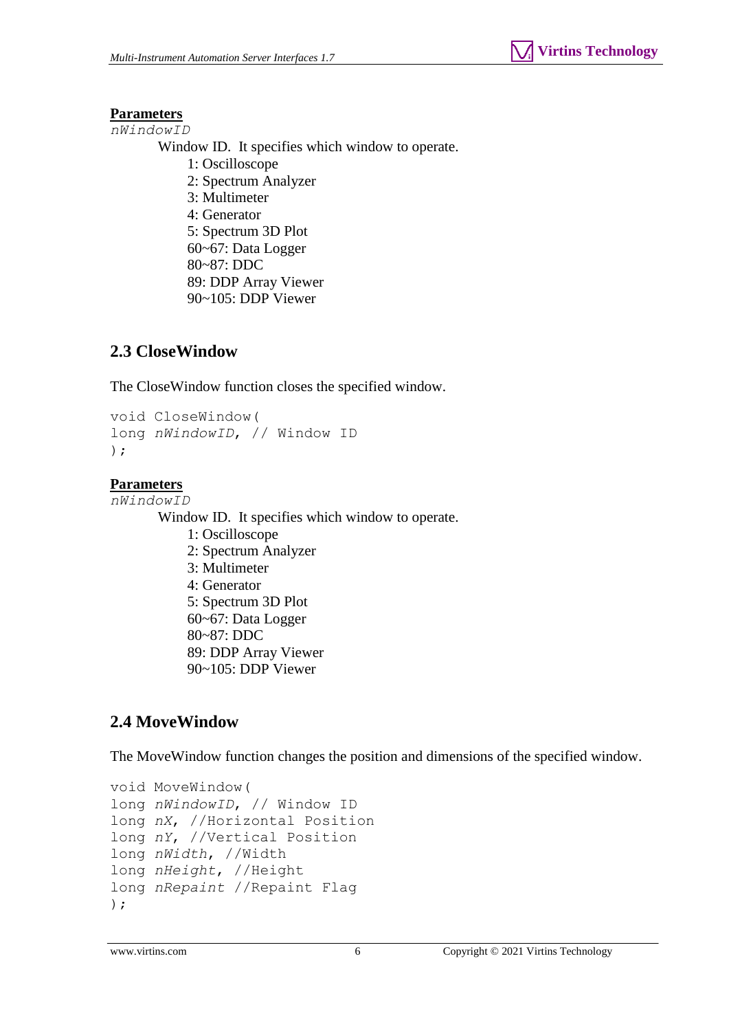**Parameters**

*nWindowID*

Window ID. It specifies which window to operate.

1: Oscilloscope
2: Spectrum Analyzer
3: Multimeter
4: Generator
5: Spectrum 3D Plot
60~67: Data Logger
80~87: DDC
89: DDP Array Viewer
90~105: DDP Viewer

## 2.3 CloseWindow

The CloseWindow function closes the specified window.

```
void CloseWindow(
long nWindowID, // Window ID
);
```

**Parameters**

*nWindowID*

Window ID. It specifies which window to operate.

1: Oscilloscope
2: Spectrum Analyzer
3: Multimeter
4: Generator
5: Spectrum 3D Plot
60~67: Data Logger
80~87: DDC
89: DDP Array Viewer
90~105: DDP Viewer

## 2.4 MoveWindow

The MoveWindow function changes the position and dimensions of the specified window.

```
void MoveWindow(
long nWindowID, // Window ID
long nX, //Horizontal Position
long nY, //Vertical Position
long nWidth, //Width
long nHeight, //Height
long nRepaint //Repaint Flag
);
```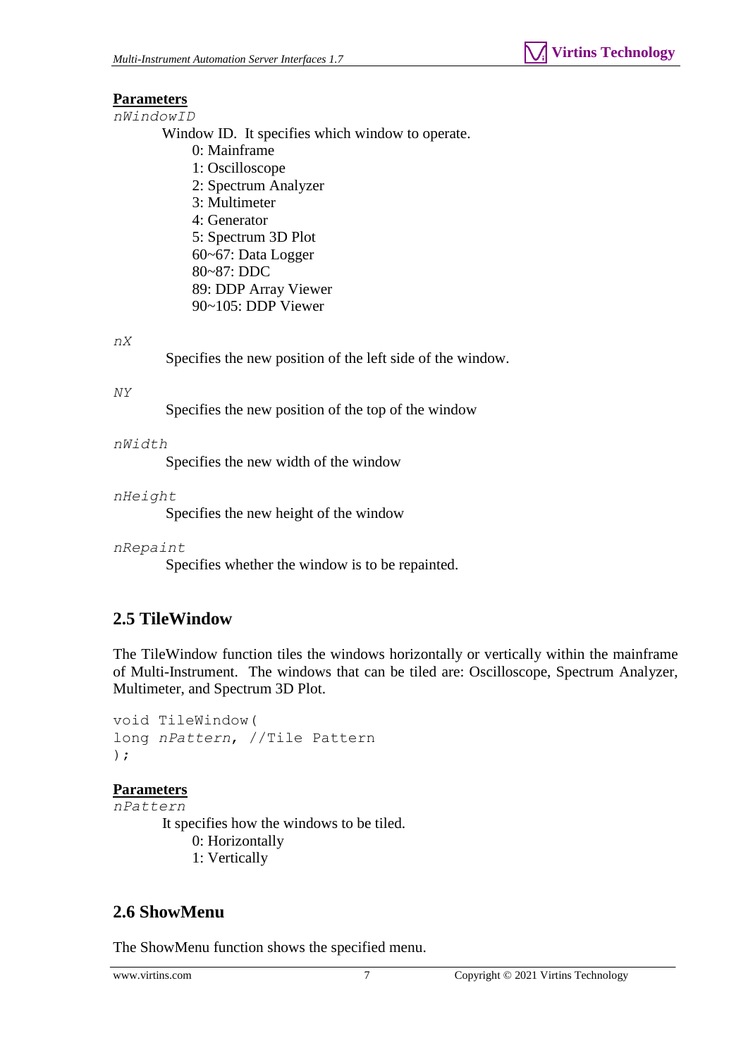**Parameters**

*nWindowID*

Window ID. It specifies which window to operate.

0: Mainframe
1: Oscilloscope
2: Spectrum Analyzer
3: Multimeter
4: Generator
5: Spectrum 3D Plot
60~67: Data Logger
80~87: DDC
89: DDP Array Viewer
90~105: DDP Viewer

*nX*

Specifies the new position of the left side of the window.

*NY*

Specifies the new position of the top of the window

*nWidth*

Specifies the new width of the window

*nHeight*

Specifies the new height of the window

*nRepaint*

Specifies whether the window is to be repainted.

## 2.5 TileWindow

The TileWindow function tiles the windows horizontally or vertically within the mainframe of Multi-Instrument. The windows that can be tiled are: Oscilloscope, Spectrum Analyzer, Multimeter, and Spectrum 3D Plot.

```
void TileWindow(
long nPattern, //Tile Pattern
);
```

**Parameters**

*nPattern*

It specifies how the windows to be tiled.

0: Horizontally
1: Vertically

## 2.6 ShowMenu

The ShowMenu function shows the specified menu.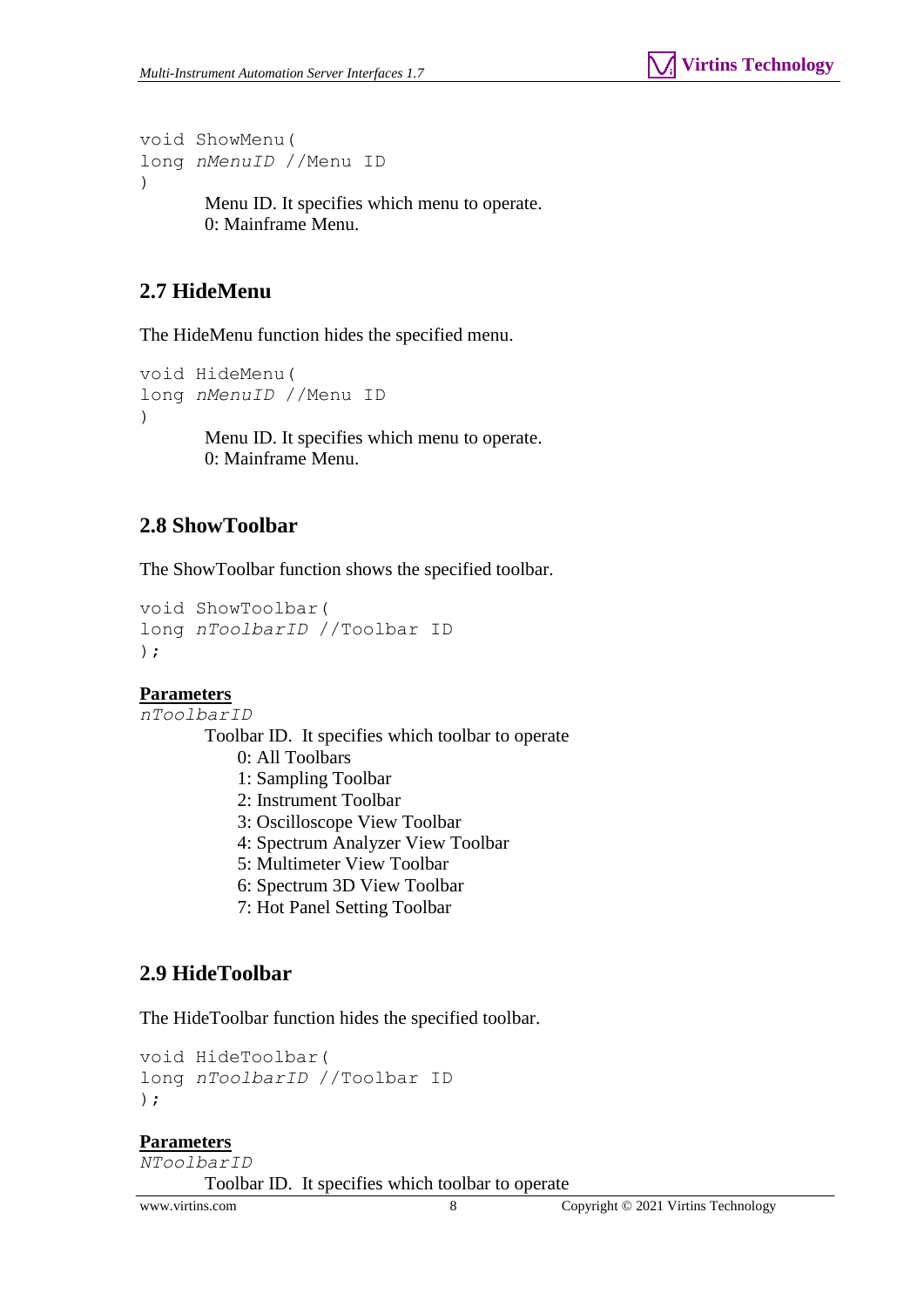```
void ShowMenu(
long nMenuID //Menu ID
)
```

Menu ID. It specifies which menu to operate.
0: Mainframe Menu.

## 2.7 HideMenu

The HideMenu function hides the specified menu.

```
void HideMenu(
long nMenuID //Menu ID
)
```

Menu ID. It specifies which menu to operate.
0: Mainframe Menu.

## 2.8 ShowToolbar

The ShowToolbar function shows the specified toolbar.

```
void ShowToolbar(
long nToolbarID //Toolbar ID
);
```

**Parameters**

*nToolbarID*

Toolbar ID. It specifies which toolbar to operate

- 0: All Toolbars
- 1: Sampling Toolbar
- 2: Instrument Toolbar
- 3: Oscilloscope View Toolbar
- 4: Spectrum Analyzer View Toolbar
- 5: Multimeter View Toolbar
- 6: Spectrum 3D View Toolbar
- 7: Hot Panel Setting Toolbar

## 2.9 HideToolbar

The HideToolbar function hides the specified toolbar.

```
void HideToolbar(
long nToolbarID //Toolbar ID
);
```

**Parameters**

*NToolbarID*

Toolbar ID. It specifies which toolbar to operate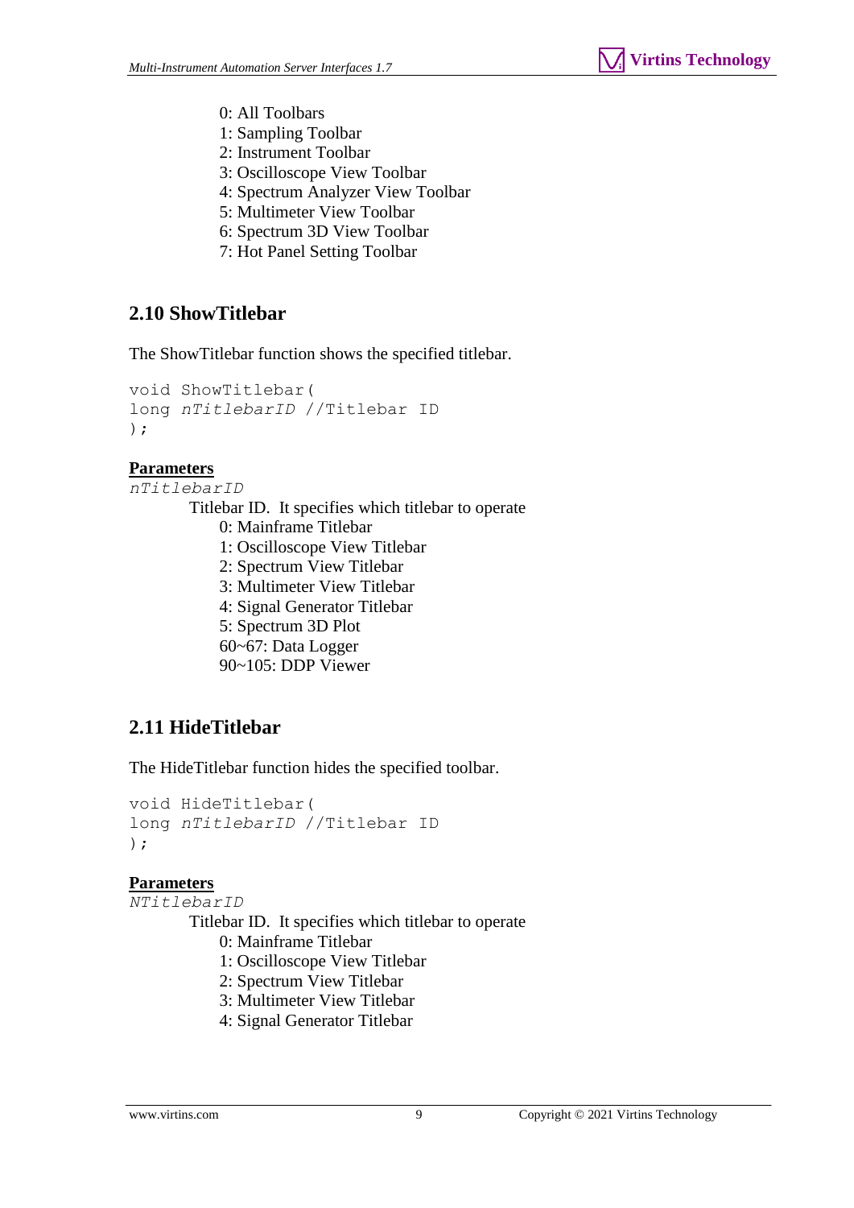0: All Toolbars
1: Sampling Toolbar
2: Instrument Toolbar
3: Oscilloscope View Toolbar
4: Spectrum Analyzer View Toolbar
5: Multimeter View Toolbar
6: Spectrum 3D View Toolbar
7: Hot Panel Setting Toolbar

## 2.10 ShowTitlebar

The ShowTitlebar function shows the specified titlebar.

```
void ShowTitlebar(
long nTitlebarID //Titlebar ID
);
```

**Parameters**

*nTitlebarID*

Titlebar ID. It specifies which titlebar to operate

0: Mainframe Titlebar
1: Oscilloscope View Titlebar
2: Spectrum View Titlebar
3: Multimeter View Titlebar
4: Signal Generator Titlebar
5: Spectrum 3D Plot
60~67: Data Logger
90~105: DDP Viewer

## 2.11 HideTitlebar

The HideTitlebar function hides the specified toolbar.

```
void HideTitlebar(
long nTitlebarID //Titlebar ID
);
```

**Parameters**

*NTitlebarID*

Titlebar ID. It specifies which titlebar to operate

0: Mainframe Titlebar
1: Oscilloscope View Titlebar
2: Spectrum View Titlebar
3: Multimeter View Titlebar
4: Signal Generator Titlebar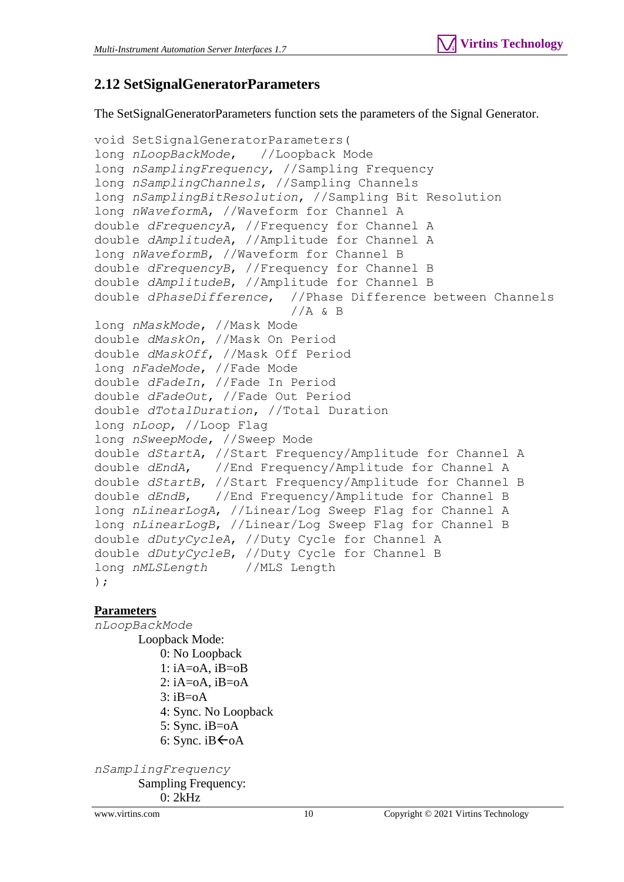## 2.12 SetSignalGeneratorParameters

The SetSignalGeneratorParameters function sets the parameters of the Signal Generator.

```
void SetSignalGeneratorParameters(
long nLoopBackMode,    //Loopback Mode
long nSamplingFrequency, //Sampling Frequency
long nSamplingChannels, //Sampling Channels
long nSamplingBitResolution, //Sampling Bit Resolution
long nWaveformA, //Waveform for Channel A
double dFrequencyA, //Frequency for Channel A
double dAmplitudeA, //Amplitude for Channel A
long nWaveformB, //Waveform for Channel B
double dFrequencyB, //Frequency for Channel B
double dAmplitudeB, //Amplitude for Channel B
double dPhaseDifference,  //Phase Difference between Channels
                          //A & B
long nMaskMode, //Mask Mode
double dMaskOn, //Mask On Period
double dMaskOff, //Mask Off Period
long nFadeMode, //Fade Mode
double dFadeIn, //Fade In Period
double dFadeOut, //Fade Out Period
double dTotalDuration, //Total Duration
long nLoop, //Loop Flag
long nSweepMode, //Sweep Mode
double dStartA, //Start Frequency/Amplitude for Channel A
double dEndA,   //End Frequency/Amplitude for Channel A
double dStartB, //Start Frequency/Amplitude for Channel B
double dEndB,   //End Frequency/Amplitude for Channel B
long nLinearLogA, //Linear/Log Sweep Flag for Channel A
long nLinearLogB, //Linear/Log Sweep Flag for Channel B
double dDutyCycleA, //Duty Cycle for Channel A
double dDutyCycleB, //Duty Cycle for Channel B
long nMLSLength     //MLS Length
);
```

**Parameters**

*nLoopBackMode*

Loopback Mode:
- 0: No Loopback
- 1: iA=oA, iB=oB
- 2: iA=oA, iB=oA
- 3: iB=oA
- 4: Sync. No Loopback
- 5: Sync. iB=oA
- 6: Sync. iB←oA

*nSamplingFrequency*

Sampling Frequency:
- 0: 2kHz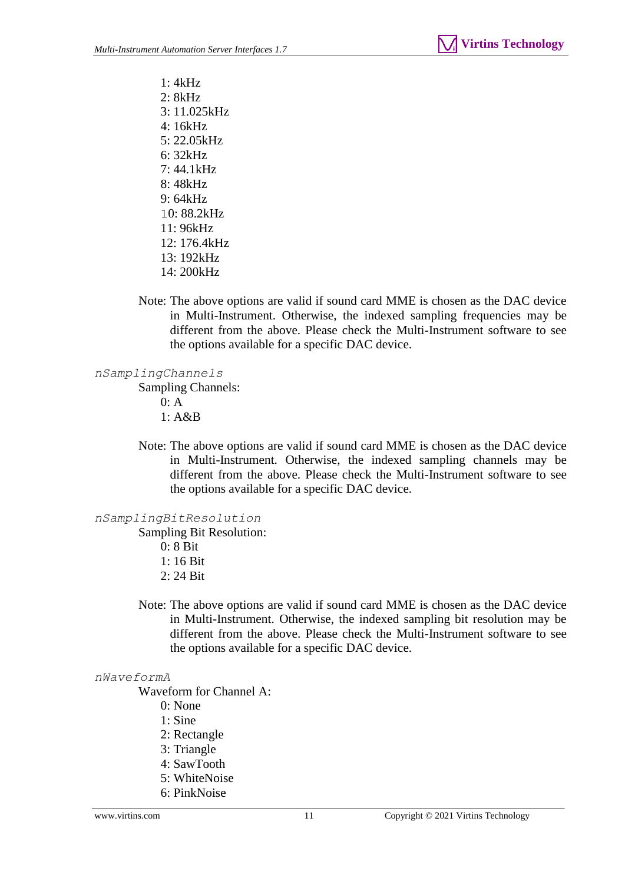1: 4kHz
2: 8kHz
3: 11.025kHz
4: 16kHz
5: 22.05kHz
6: 32kHz
7: 44.1kHz
8: 48kHz
9: 64kHz
10: 88.2kHz
11: 96kHz
12: 176.4kHz
13: 192kHz
14: 200kHz

Note: The above options are valid if sound card MME is chosen as the DAC device in Multi-Instrument. Otherwise, the indexed sampling frequencies may be different from the above. Please check the Multi-Instrument software to see the options available for a specific DAC device.

*nSamplingChannels*

Sampling Channels:
0: A
1: A&B

Note: The above options are valid if sound card MME is chosen as the DAC device in Multi-Instrument. Otherwise, the indexed sampling channels may be different from the above. Please check the Multi-Instrument software to see the options available for a specific DAC device.

*nSamplingBitResolution*

Sampling Bit Resolution:
0: 8 Bit
1: 16 Bit
2: 24 Bit

Note: The above options are valid if sound card MME is chosen as the DAC device in Multi-Instrument. Otherwise, the indexed sampling bit resolution may be different from the above. Please check the Multi-Instrument software to see the options available for a specific DAC device.

*nWaveformA*

Waveform for Channel A:
0: None
1: Sine
2: Rectangle
3: Triangle
4: SawTooth
5: WhiteNoise
6: PinkNoise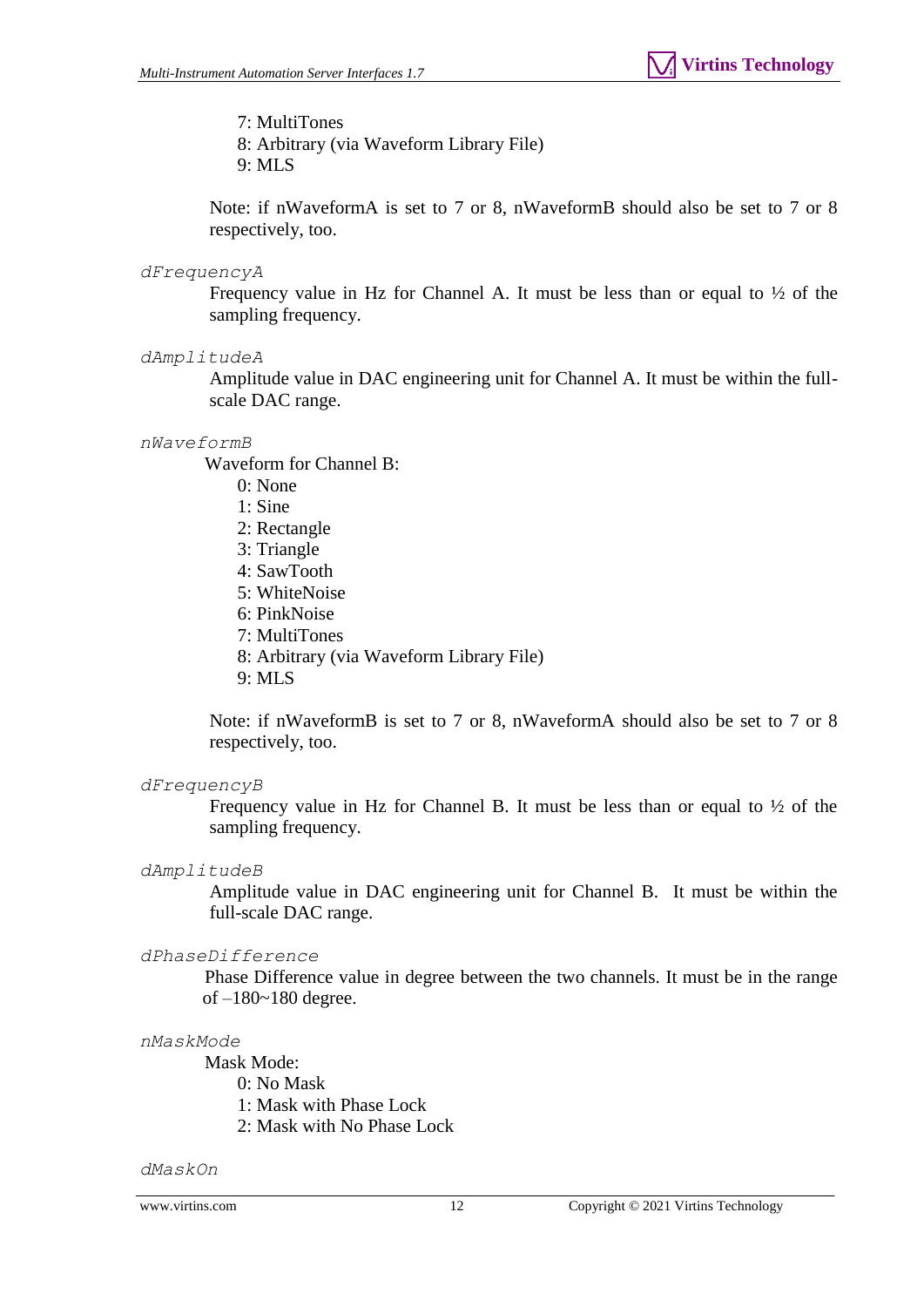7: MultiTones
8: Arbitrary (via Waveform Library File)
9: MLS

Note: if nWaveformA is set to 7 or 8, nWaveformB should also be set to 7 or 8 respectively, too.

*dFrequencyA*

Frequency value in Hz for Channel A. It must be less than or equal to ½ of the sampling frequency.

*dAmplitudeA*

Amplitude value in DAC engineering unit for Channel A. It must be within the full-scale DAC range.

*nWaveformB*

Waveform for Channel B:

0: None
1: Sine
2: Rectangle
3: Triangle
4: SawTooth
5: WhiteNoise
6: PinkNoise
7: MultiTones
8: Arbitrary (via Waveform Library File)
9: MLS

Note: if nWaveformB is set to 7 or 8, nWaveformA should also be set to 7 or 8 respectively, too.

*dFrequencyB*

Frequency value in Hz for Channel B. It must be less than or equal to ½ of the sampling frequency.

*dAmplitudeB*

Amplitude value in DAC engineering unit for Channel B. It must be within the full-scale DAC range.

*dPhaseDifference*

Phase Difference value in degree between the two channels. It must be in the range of –180~180 degree.

*nMaskMode*

Mask Mode:

0: No Mask
1: Mask with Phase Lock
2: Mask with No Phase Lock

*dMaskOn*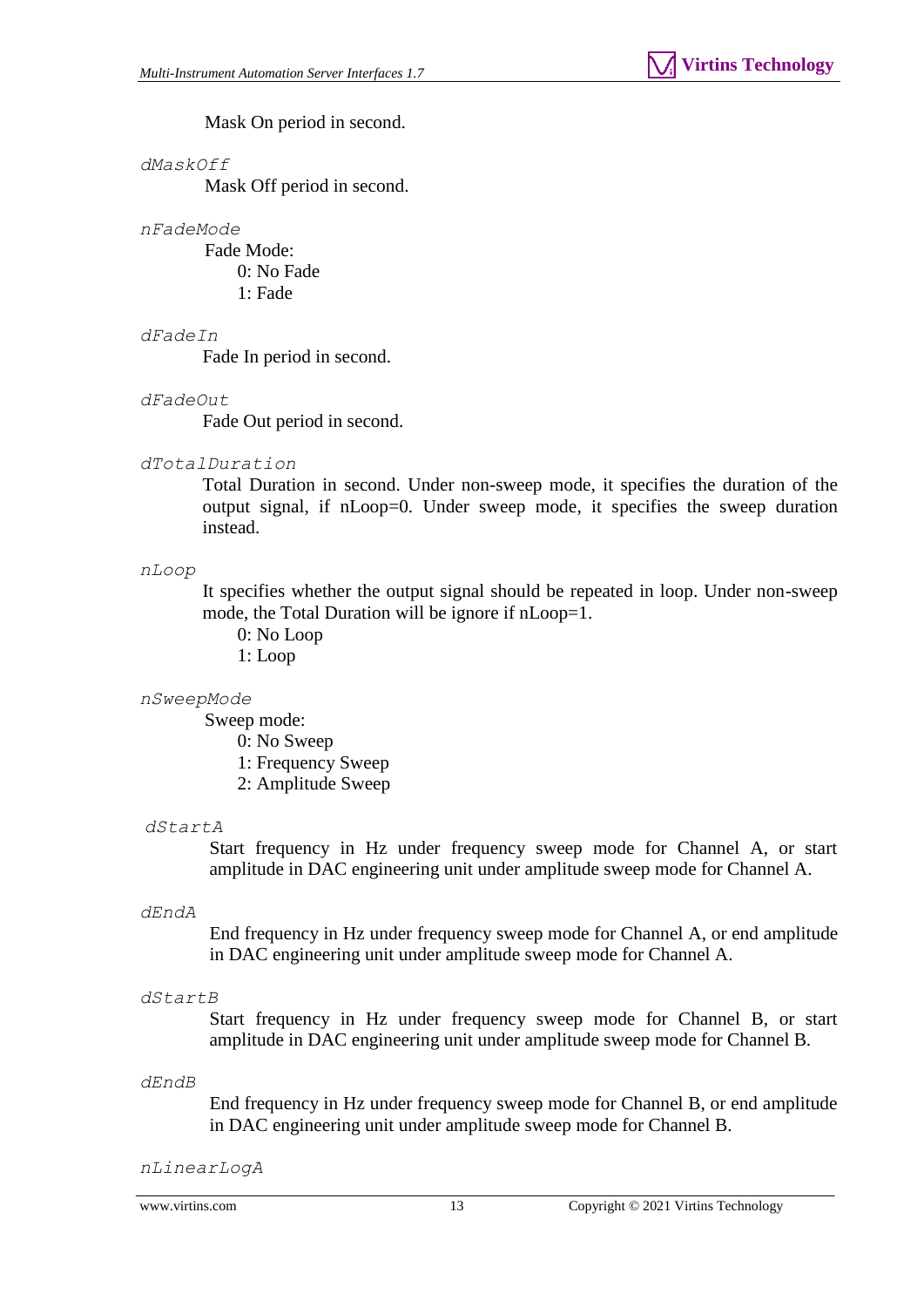Mask On period in second.

*dMaskOff*

Mask Off period in second.

*nFadeMode*

Fade Mode:

0: No Fade

1: Fade

*dFadeIn*

Fade In period in second.

*dFadeOut*

Fade Out period in second.

*dTotalDuration*

Total Duration in second. Under non-sweep mode, it specifies the duration of the output signal, if nLoop=0. Under sweep mode, it specifies the sweep duration instead.

*nLoop*

It specifies whether the output signal should be repeated in loop. Under non-sweep mode, the Total Duration will be ignore if nLoop=1.

0: No Loop

1: Loop

*nSweepMode*

Sweep mode:

0: No Sweep

1: Frequency Sweep

2: Amplitude Sweep

*dStartA*

Start frequency in Hz under frequency sweep mode for Channel A, or start amplitude in DAC engineering unit under amplitude sweep mode for Channel A.

*dEndA*

End frequency in Hz under frequency sweep mode for Channel A, or end amplitude in DAC engineering unit under amplitude sweep mode for Channel A.

*dStartB*

Start frequency in Hz under frequency sweep mode for Channel B, or start amplitude in DAC engineering unit under amplitude sweep mode for Channel B.

*dEndB*

End frequency in Hz under frequency sweep mode for Channel B, or end amplitude in DAC engineering unit under amplitude sweep mode for Channel B.

*nLinearLogA*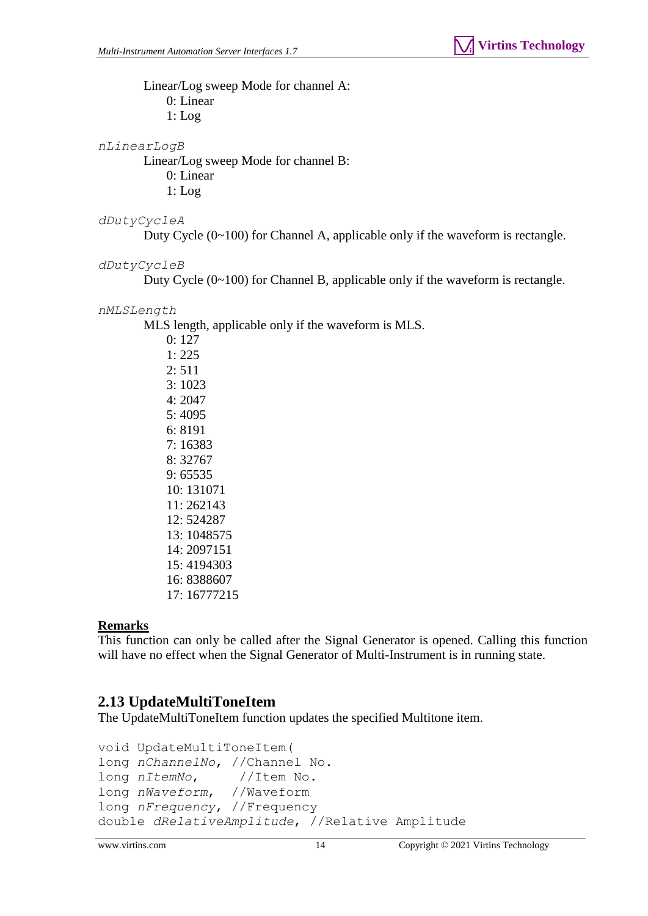Linear/Log sweep Mode for channel A:
- 0: Linear
- 1: Log

*nLinearLogB*

Linear/Log sweep Mode for channel B:
- 0: Linear
- 1: Log

*dDutyCycleA*

Duty Cycle (0~100) for Channel A, applicable only if the waveform is rectangle.

*dDutyCycleB*

Duty Cycle (0~100) for Channel B, applicable only if the waveform is rectangle.

*nMLSLength*

MLS length, applicable only if the waveform is MLS.
- 0: 127
- 1: 225
- 2: 511
- 3: 1023
- 4: 2047
- 5: 4095
- 6: 8191
- 7: 16383
- 8: 32767
- 9: 65535
- 10: 131071
- 11: 262143
- 12: 524287
- 13: 1048575
- 14: 2097151
- 15: 4194303
- 16: 8388607
- 17: 16777215

**Remarks**

This function can only be called after the Signal Generator is opened. Calling this function will have no effect when the Signal Generator of Multi-Instrument is in running state.

## 2.13 UpdateMultiToneItem

The UpdateMultiToneItem function updates the specified Multitone item.

```
void UpdateMultiToneItem(
long nChannelNo, //Channel No.
long nItemNo,     //Item No.
long nWaveform,  //Waveform
long nFrequency, //Frequency
double dRelativeAmplitude, //Relative Amplitude
```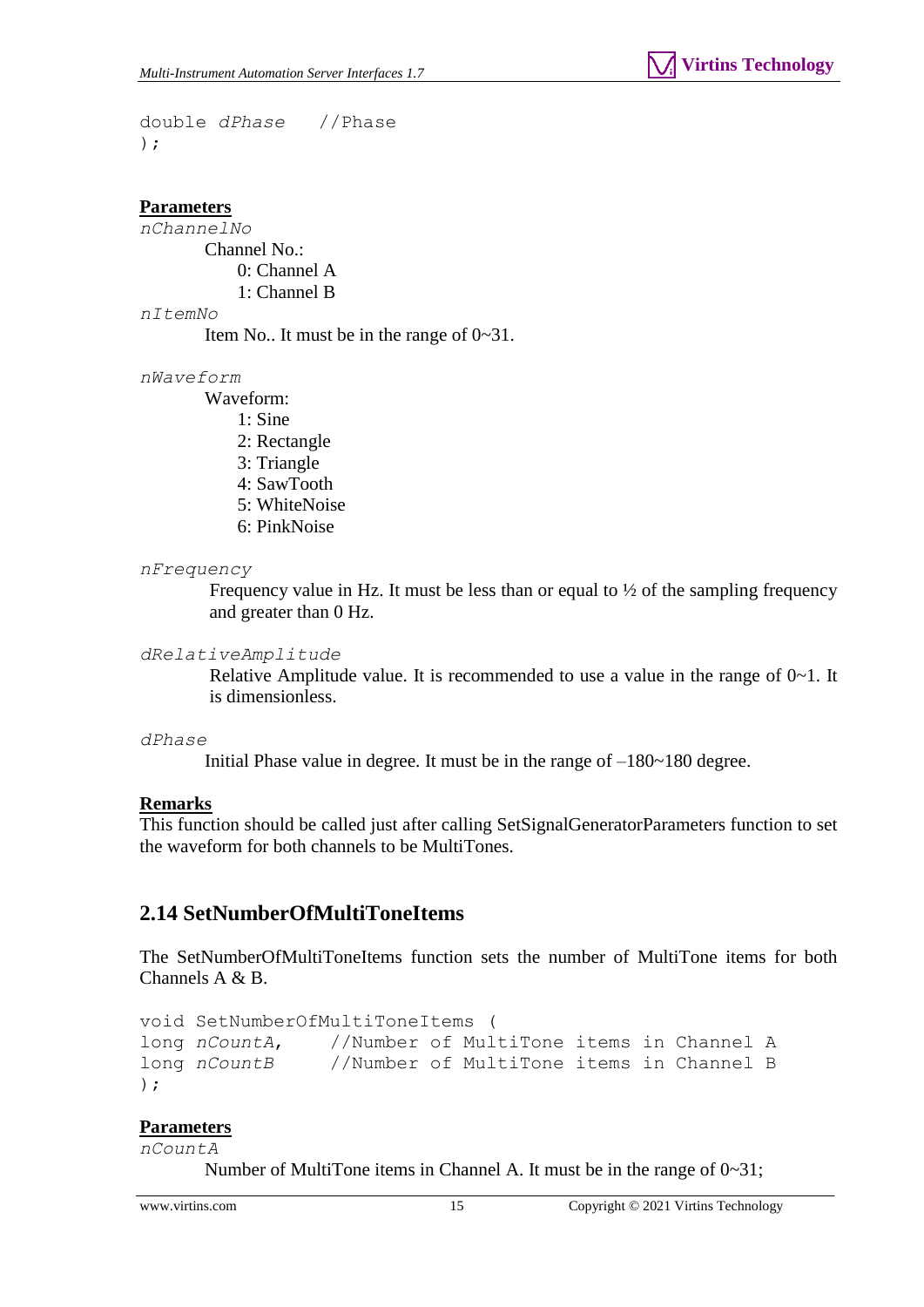```
double dPhase    //Phase
);
```

**Parameters**

*nChannelNo*

Channel No.:
- 0: Channel A
- 1: Channel B

*nItemNo*

Item No.. It must be in the range of 0~31.

*nWaveform*

Waveform:
- 1: Sine
- 2: Rectangle
- 3: Triangle
- 4: SawTooth
- 5: WhiteNoise
- 6: PinkNoise

*nFrequency*

Frequency value in Hz. It must be less than or equal to ½ of the sampling frequency and greater than 0 Hz.

*dRelativeAmplitude*

Relative Amplitude value. It is recommended to use a value in the range of 0~1. It is dimensionless.

*dPhase*

Initial Phase value in degree. It must be in the range of –180~180 degree.

**Remarks**

This function should be called just after calling SetSignalGeneratorParameters function to set the waveform for both channels to be MultiTones.

## 2.14 SetNumberOfMultiToneItems

The SetNumberOfMultiToneItems function sets the number of MultiTone items for both Channels A & B.

```
void SetNumberOfMultiToneItems (
long nCountA,     //Number of MultiTone items in Channel A
long nCountB      //Number of MultiTone items in Channel B
);
```

**Parameters**

*nCountA*

Number of MultiTone items in Channel A. It must be in the range of 0~31;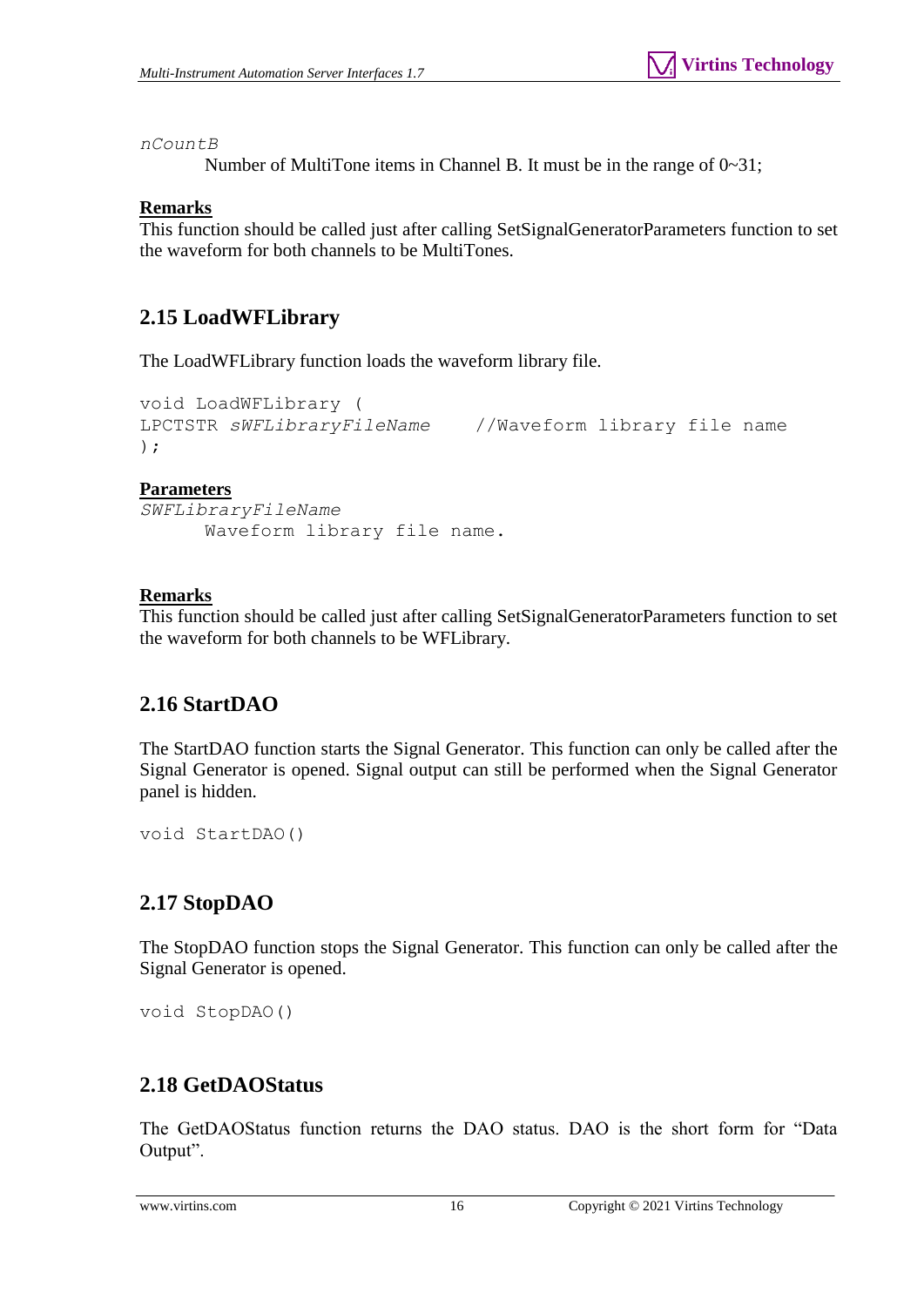*nCountB*

Number of MultiTone items in Channel B. It must be in the range of 0~31;

**Remarks**

This function should be called just after calling SetSignalGeneratorParameters function to set the waveform for both channels to be MultiTones.

## 2.15 LoadWFLibrary

The LoadWFLibrary function loads the waveform library file.

```
void LoadWFLibrary (
LPCTSTR sWFLibraryFileName    //Waveform library file name
);
```

**Parameters**

*SWFLibraryFileName*

Waveform library file name.

**Remarks**

This function should be called just after calling SetSignalGeneratorParameters function to set the waveform for both channels to be WFLibrary.

## 2.16 StartDAO

The StartDAO function starts the Signal Generator. This function can only be called after the Signal Generator is opened. Signal output can still be performed when the Signal Generator panel is hidden.

```
void StartDAO()
```

## 2.17 StopDAO

The StopDAO function stops the Signal Generator. This function can only be called after the Signal Generator is opened.

```
void StopDAO()
```

## 2.18 GetDAOStatus

The GetDAOStatus function returns the DAO status. DAO is the short form for "Data Output".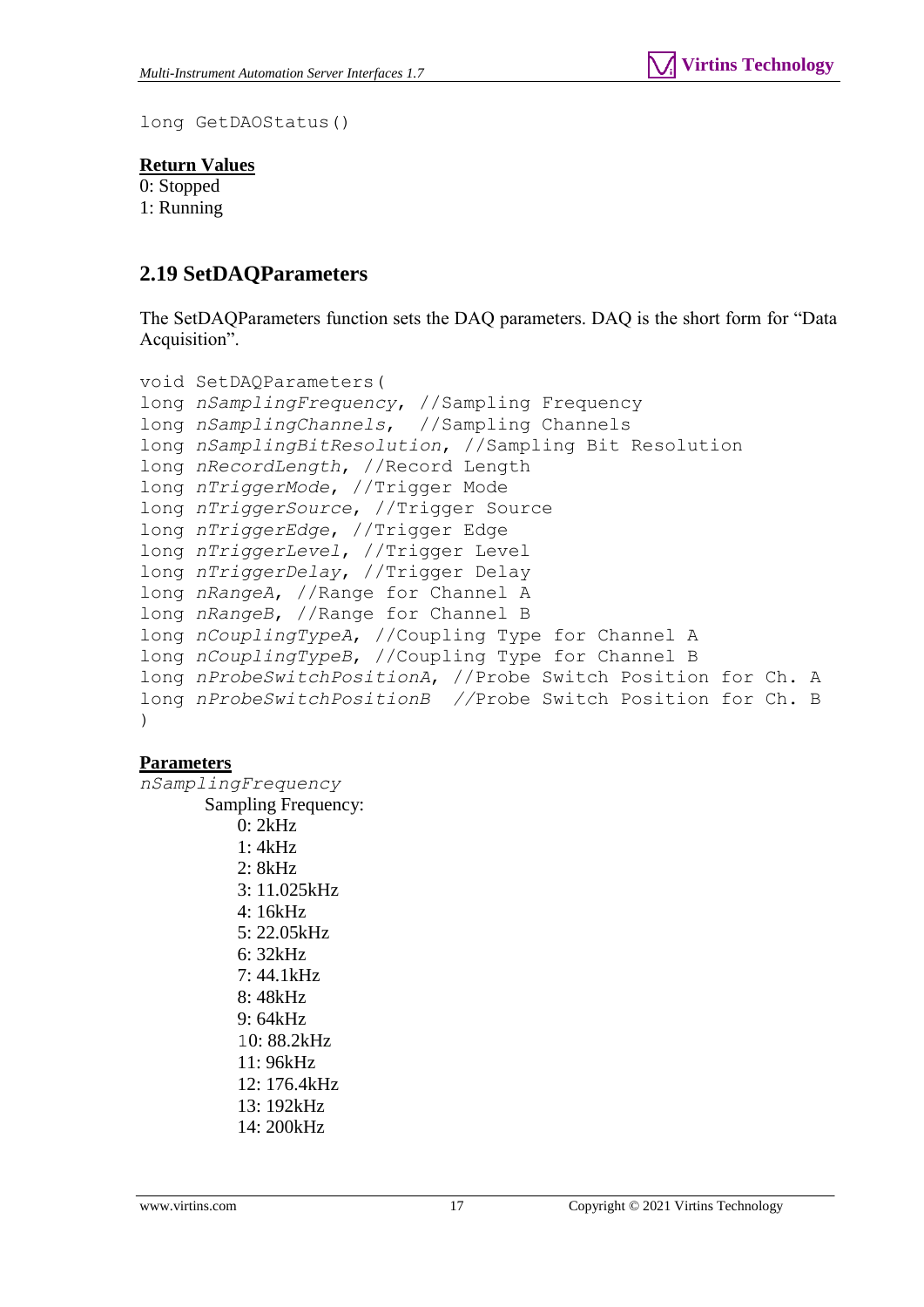```
long GetDAOStatus()
```

**Return Values**

0: Stopped
1: Running

## 2.19 SetDAQParameters

The SetDAQParameters function sets the DAQ parameters. DAQ is the short form for "Data Acquisition".

```
void SetDAQParameters(
long nSamplingFrequency, //Sampling Frequency
long nSamplingChannels,  //Sampling Channels
long nSamplingBitResolution, //Sampling Bit Resolution
long nRecordLength, //Record Length
long nTriggerMode, //Trigger Mode
long nTriggerSource, //Trigger Source
long nTriggerEdge, //Trigger Edge
long nTriggerLevel, //Trigger Level
long nTriggerDelay, //Trigger Delay
long nRangeA, //Range for Channel A
long nRangeB, //Range for Channel B
long nCouplingTypeA, //Coupling Type for Channel A
long nCouplingTypeB, //Coupling Type for Channel B
long nProbeSwitchPositionA, //Probe Switch Position for Ch. A
long nProbeSwitchPositionB  //Probe Switch Position for Ch. B
)
```

**Parameters**

*nSamplingFrequency*

Sampling Frequency:

0: 2kHz
1: 4kHz
2: 8kHz
3: 11.025kHz
4: 16kHz
5: 22.05kHz
6: 32kHz
7: 44.1kHz
8: 48kHz
9: 64kHz
10: 88.2kHz
11: 96kHz
12: 176.4kHz
13: 192kHz
14: 200kHz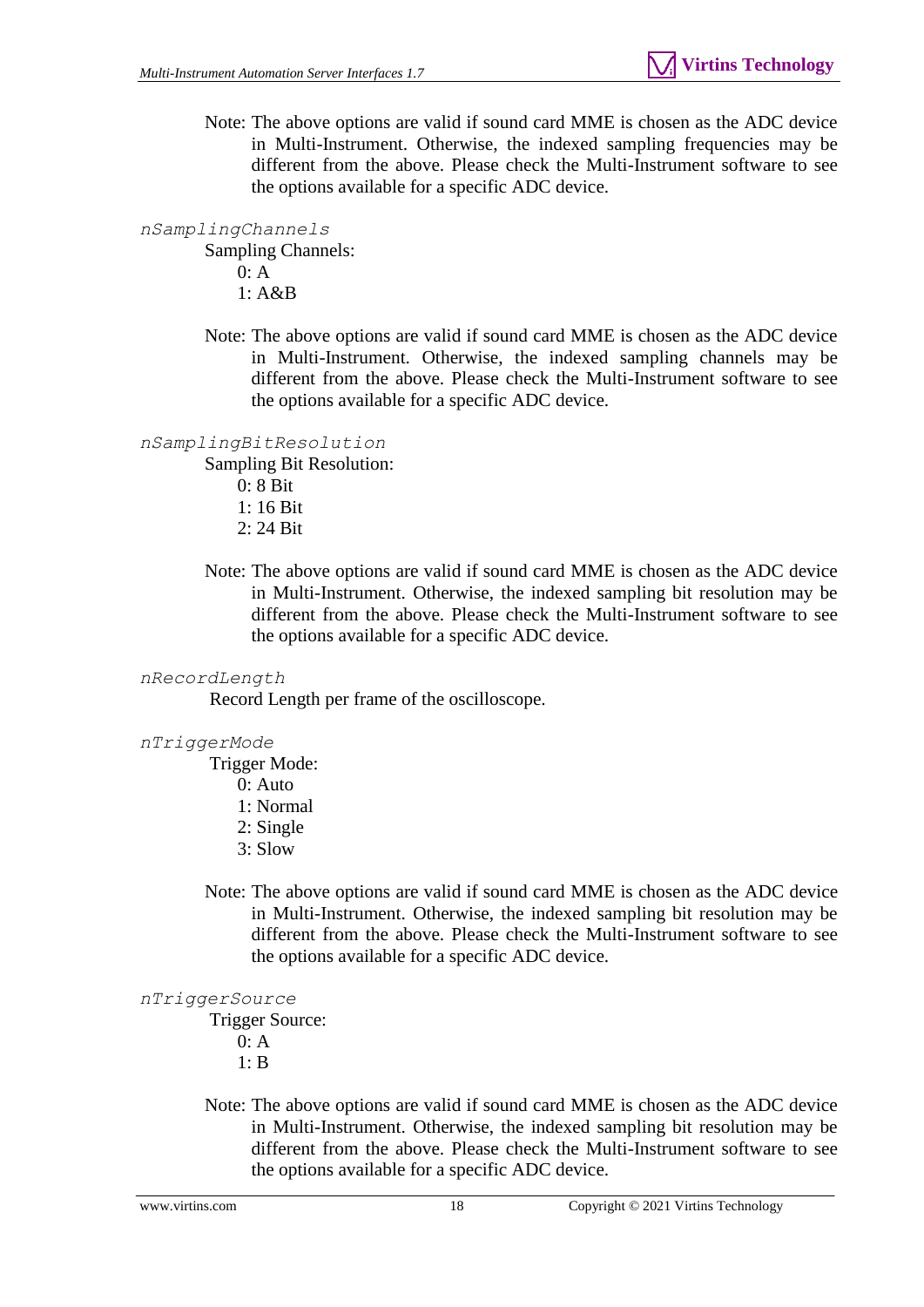Note: The above options are valid if sound card MME is chosen as the ADC device in Multi-Instrument. Otherwise, the indexed sampling frequencies may be different from the above. Please check the Multi-Instrument software to see the options available for a specific ADC device.

*nSamplingChannels*

Sampling Channels:

0: A
1: A&B

Note: The above options are valid if sound card MME is chosen as the ADC device in Multi-Instrument. Otherwise, the indexed sampling channels may be different from the above. Please check the Multi-Instrument software to see the options available for a specific ADC device.

*nSamplingBitResolution*

Sampling Bit Resolution:

0: 8 Bit
1: 16 Bit
2: 24 Bit

Note: The above options are valid if sound card MME is chosen as the ADC device in Multi-Instrument. Otherwise, the indexed sampling bit resolution may be different from the above. Please check the Multi-Instrument software to see the options available for a specific ADC device.

*nRecordLength*

Record Length per frame of the oscilloscope.

*nTriggerMode*

Trigger Mode:

0: Auto
1: Normal
2: Single
3: Slow

Note: The above options are valid if sound card MME is chosen as the ADC device in Multi-Instrument. Otherwise, the indexed sampling bit resolution may be different from the above. Please check the Multi-Instrument software to see the options available for a specific ADC device.

*nTriggerSource*

Trigger Source:

0: A
1: B

Note: The above options are valid if sound card MME is chosen as the ADC device in Multi-Instrument. Otherwise, the indexed sampling bit resolution may be different from the above. Please check the Multi-Instrument software to see the options available for a specific ADC device.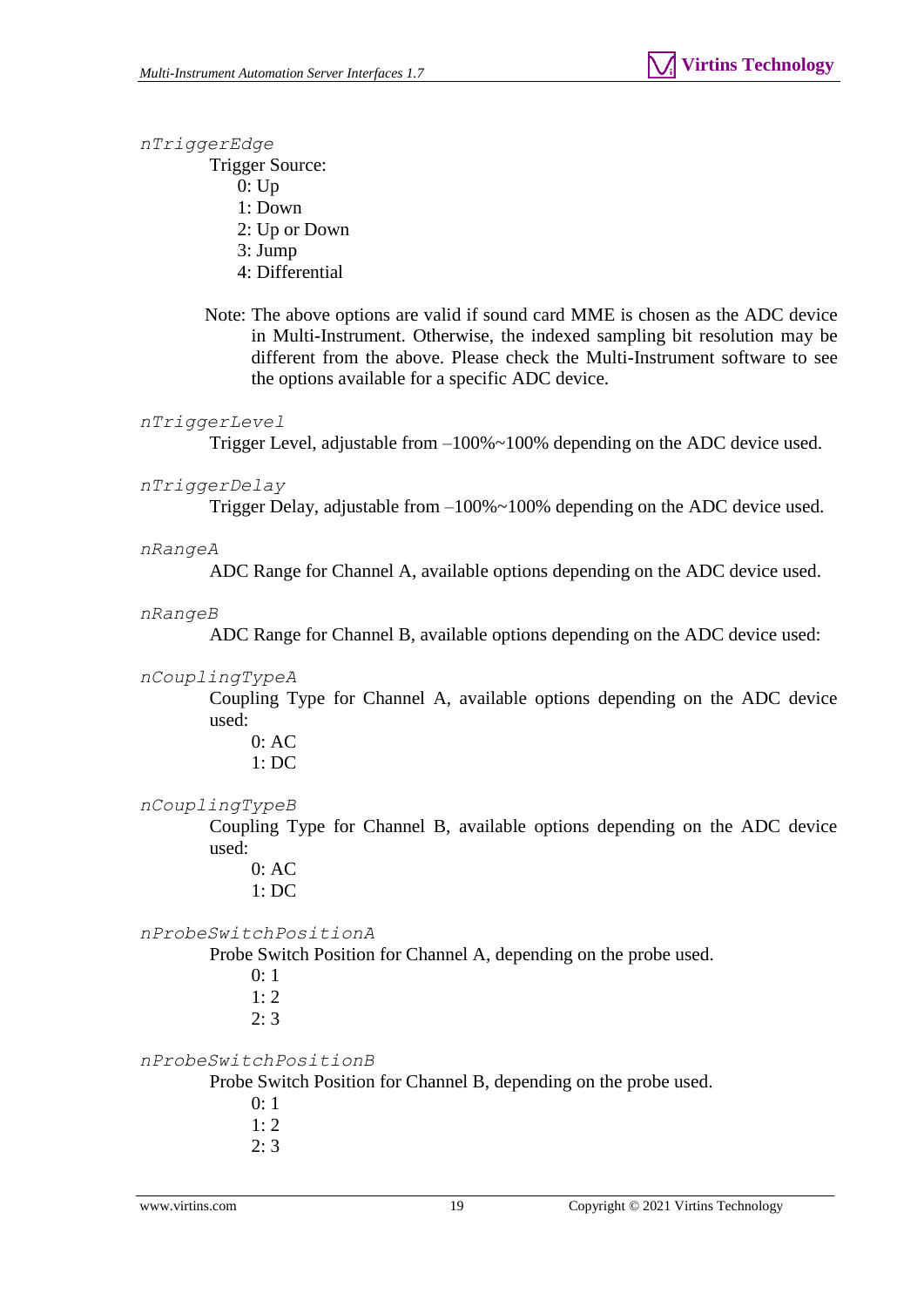`nTriggerEdge`

Trigger Source:

0: Up
1: Down
2: Up or Down
3: Jump
4: Differential

Note: The above options are valid if sound card MME is chosen as the ADC device in Multi-Instrument. Otherwise, the indexed sampling bit resolution may be different from the above. Please check the Multi-Instrument software to see the options available for a specific ADC device.

`nTriggerLevel`

Trigger Level, adjustable from –100%~100% depending on the ADC device used.

`nTriggerDelay`

Trigger Delay, adjustable from –100%~100% depending on the ADC device used.

`nRangeA`

ADC Range for Channel A, available options depending on the ADC device used.

`nRangeB`

ADC Range for Channel B, available options depending on the ADC device used:

`nCouplingTypeA`

Coupling Type for Channel A, available options depending on the ADC device used:

0: AC
1: DC

`nCouplingTypeB`

Coupling Type for Channel B, available options depending on the ADC device used:

0: AC
1: DC

`nProbeSwitchPositionA`

Probe Switch Position for Channel A, depending on the probe used.

0: 1
1: 2
2: 3

`nProbeSwitchPositionB`

Probe Switch Position for Channel B, depending on the probe used.

0: 1
1: 2
2: 3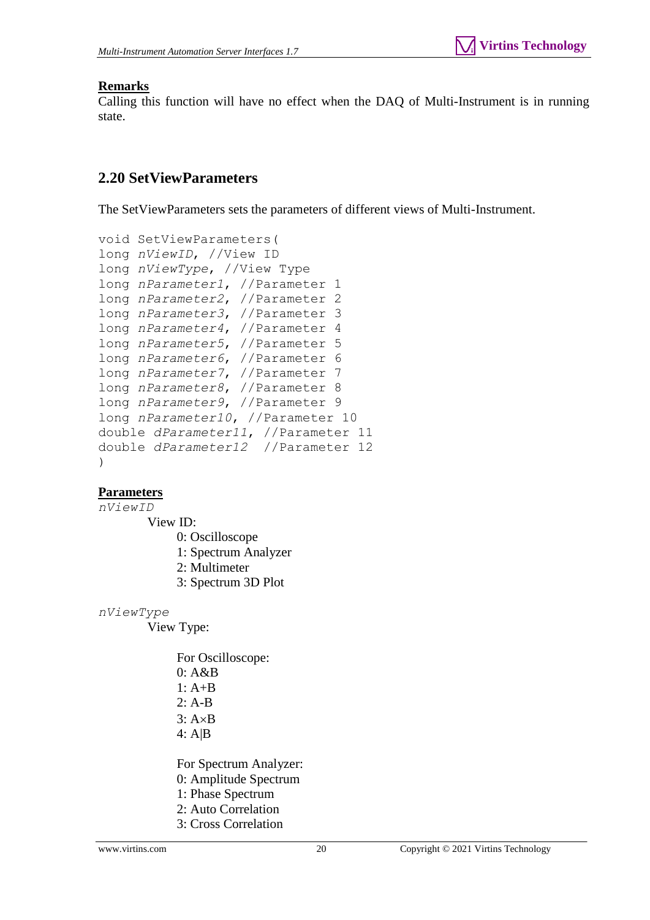**Remarks**

Calling this function will have no effect when the DAQ of Multi-Instrument is in running state.

## 2.20 SetViewParameters

The SetViewParameters sets the parameters of different views of Multi-Instrument.

```
void SetViewParameters(
long nViewID, //View ID
long nViewType, //View Type
long nParameter1, //Parameter 1
long nParameter2, //Parameter 2
long nParameter3, //Parameter 3
long nParameter4, //Parameter 4
long nParameter5, //Parameter 5
long nParameter6, //Parameter 6
long nParameter7, //Parameter 7
long nParameter8, //Parameter 8
long nParameter9, //Parameter 9
long nParameter10, //Parameter 10
double dParameter11, //Parameter 11
double dParameter12  //Parameter 12
)
```

**Parameters**

*nViewID*

View ID:

0: Oscilloscope
1: Spectrum Analyzer
2: Multimeter
3: Spectrum 3D Plot

*nViewType*

View Type:

For Oscilloscope:
0: A&B
1: A+B
2: A-B
3: A×B
4: A|B

For Spectrum Analyzer:
0: Amplitude Spectrum
1: Phase Spectrum
2: Auto Correlation
3: Cross Correlation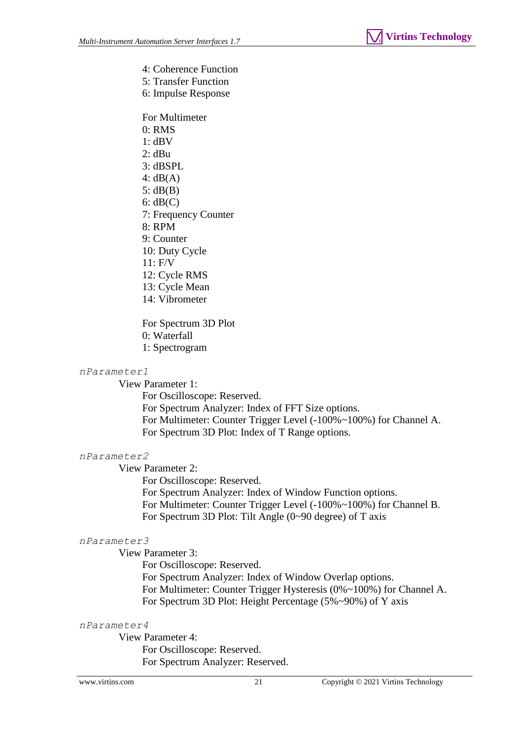4: Coherence Function
5: Transfer Function
6: Impulse Response

For Multimeter
0: RMS
1: dBV
2: dBu
3: dBSPL
4: dB(A)
5: dB(B)
6: dB(C)
7: Frequency Counter
8: RPM
9: Counter
10: Duty Cycle
11: F/V
12: Cycle RMS
13: Cycle Mean
14: Vibrometer

For Spectrum 3D Plot
0: Waterfall
1: Spectrogram

`nParameter1`

View Parameter 1:

For Oscilloscope: Reserved.
For Spectrum Analyzer: Index of FFT Size options.
For Multimeter: Counter Trigger Level (-100%~100%) for Channel A.
For Spectrum 3D Plot: Index of T Range options.

`nParameter2`

View Parameter 2:

For Oscilloscope: Reserved.
For Spectrum Analyzer: Index of Window Function options.
For Multimeter: Counter Trigger Level (-100%~100%) for Channel B.
For Spectrum 3D Plot: Tilt Angle (0~90 degree) of T axis

`nParameter3`

View Parameter 3:

For Oscilloscope: Reserved.
For Spectrum Analyzer: Index of Window Overlap options.
For Multimeter: Counter Trigger Hysteresis (0%~100%) for Channel A.
For Spectrum 3D Plot: Height Percentage (5%~90%) of Y axis

`nParameter4`

View Parameter 4:

For Oscilloscope: Reserved.
For Spectrum Analyzer: Reserved.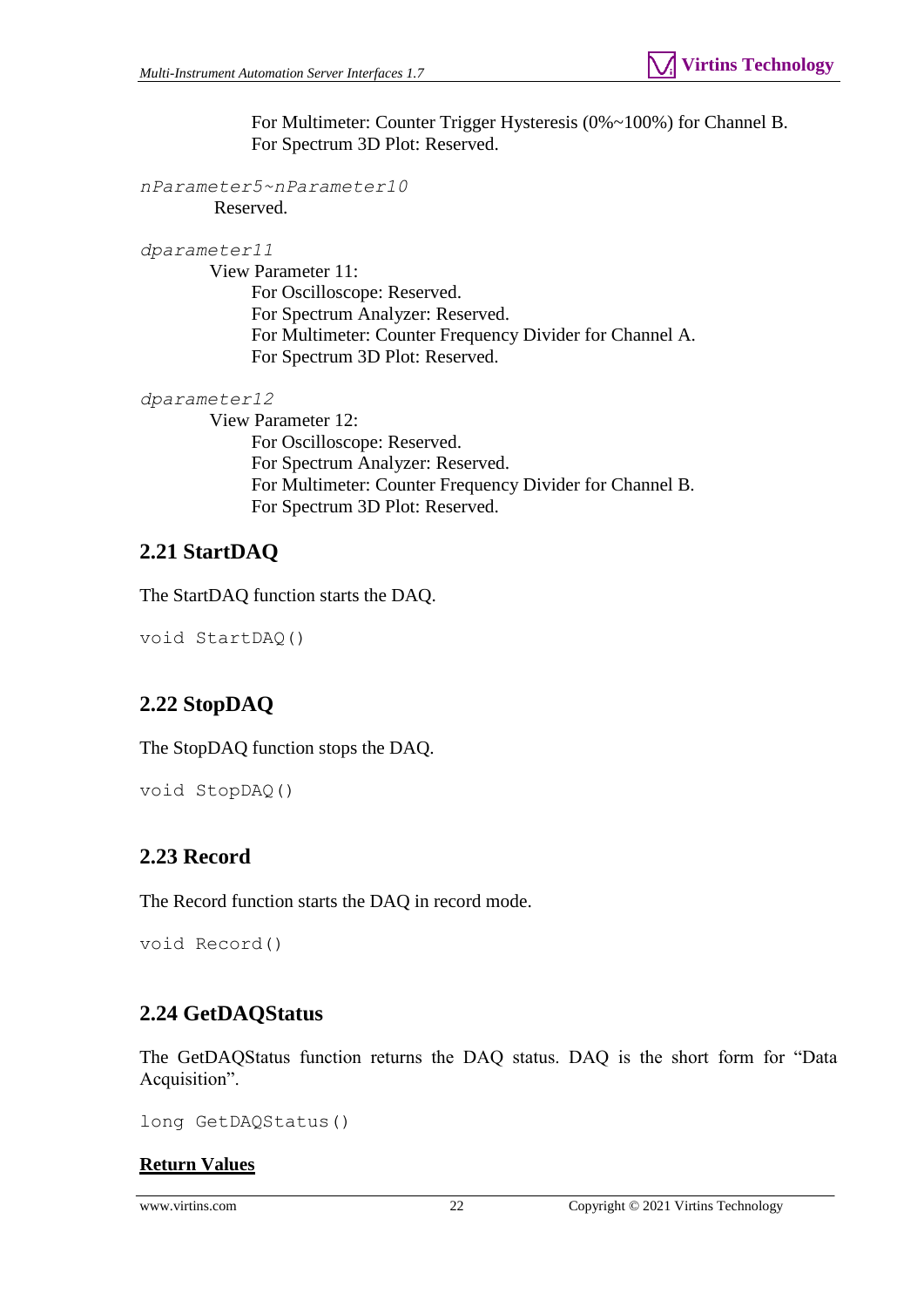For Multimeter: Counter Trigger Hysteresis (0%~100%) for Channel B.
For Spectrum 3D Plot: Reserved.

*nParameter5~nParameter10*

Reserved.

*dparameter11*

View Parameter 11:

For Oscilloscope: Reserved.
For Spectrum Analyzer: Reserved.
For Multimeter: Counter Frequency Divider for Channel A.
For Spectrum 3D Plot: Reserved.

*dparameter12*

View Parameter 12:

For Oscilloscope: Reserved.
For Spectrum Analyzer: Reserved.
For Multimeter: Counter Frequency Divider for Channel B.
For Spectrum 3D Plot: Reserved.

## 2.21 StartDAQ

The StartDAQ function starts the DAQ.

```
void StartDAQ()
```

## 2.22 StopDAQ

The StopDAQ function stops the DAQ.

```
void StopDAQ()
```

## 2.23 Record

The Record function starts the DAQ in record mode.

```
void Record()
```

## 2.24 GetDAQStatus

The GetDAQStatus function returns the DAQ status. DAQ is the short form for "Data Acquisition".

```
long GetDAQStatus()
```

**Return Values**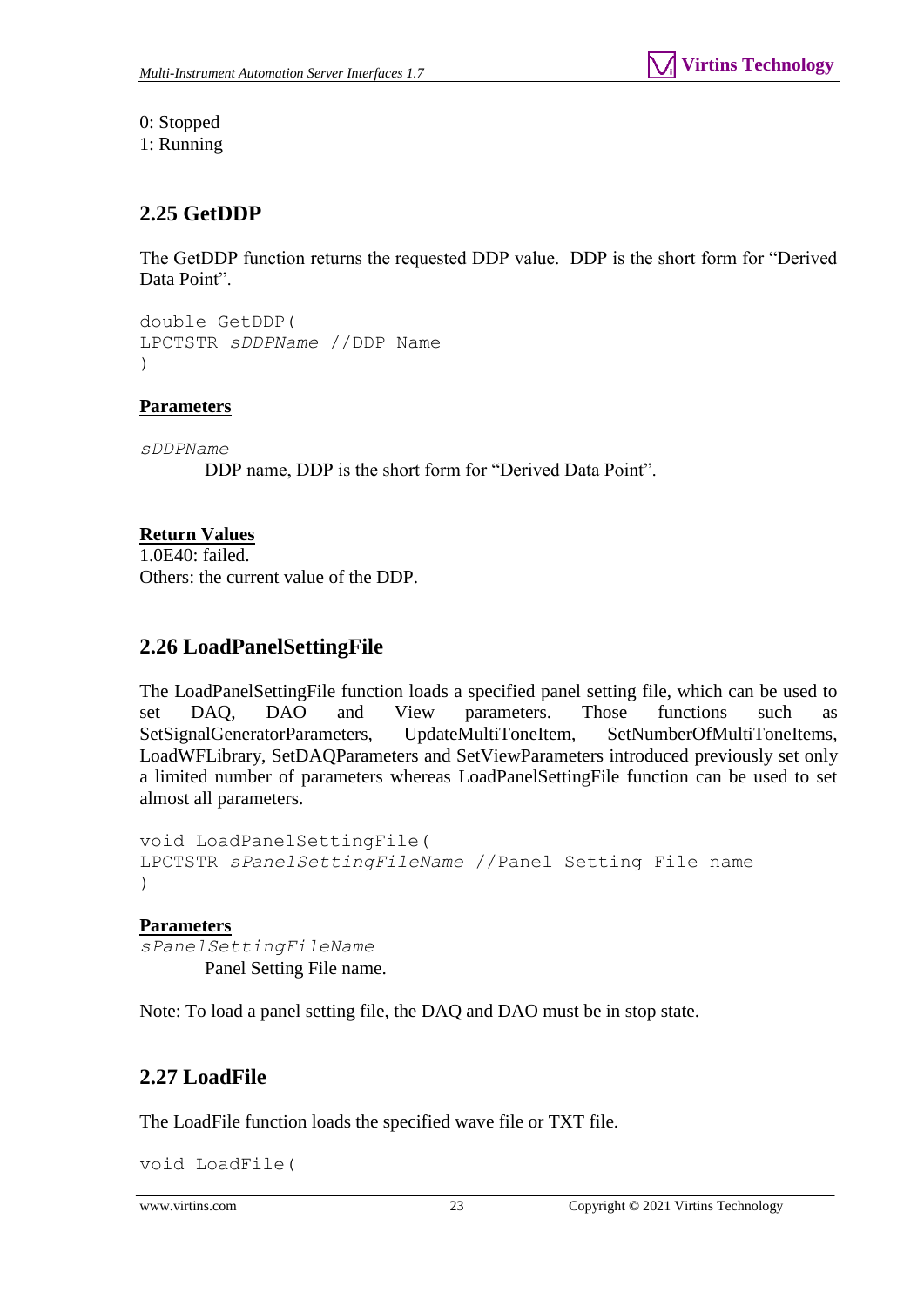0: Stopped
1: Running

## 2.25 GetDDP

The GetDDP function returns the requested DDP value. DDP is the short form for "Derived Data Point".

```
double GetDDP(
LPCTSTR sDDPName //DDP Name
)
```

**Parameters**

*sDDPName*

DDP name, DDP is the short form for "Derived Data Point".

**Return Values**

1.0E40: failed.
Others: the current value of the DDP.

## 2.26 LoadPanelSettingFile

The LoadPanelSettingFile function loads a specified panel setting file, which can be used to set DAQ, DAO and View parameters. Those functions such as SetSignalGeneratorParameters, UpdateMultiToneItem, SetNumberOfMultiToneItems, LoadWFLibrary, SetDAQParameters and SetViewParameters introduced previously set only a limited number of parameters whereas LoadPanelSettingFile function can be used to set almost all parameters.

```
void LoadPanelSettingFile(
LPCTSTR sPanelSettingFileName //Panel Setting File name
)
```

**Parameters**

*sPanelSettingFileName*

Panel Setting File name.

Note: To load a panel setting file, the DAQ and DAO must be in stop state.

## 2.27 LoadFile

The LoadFile function loads the specified wave file or TXT file.

```
void LoadFile(
```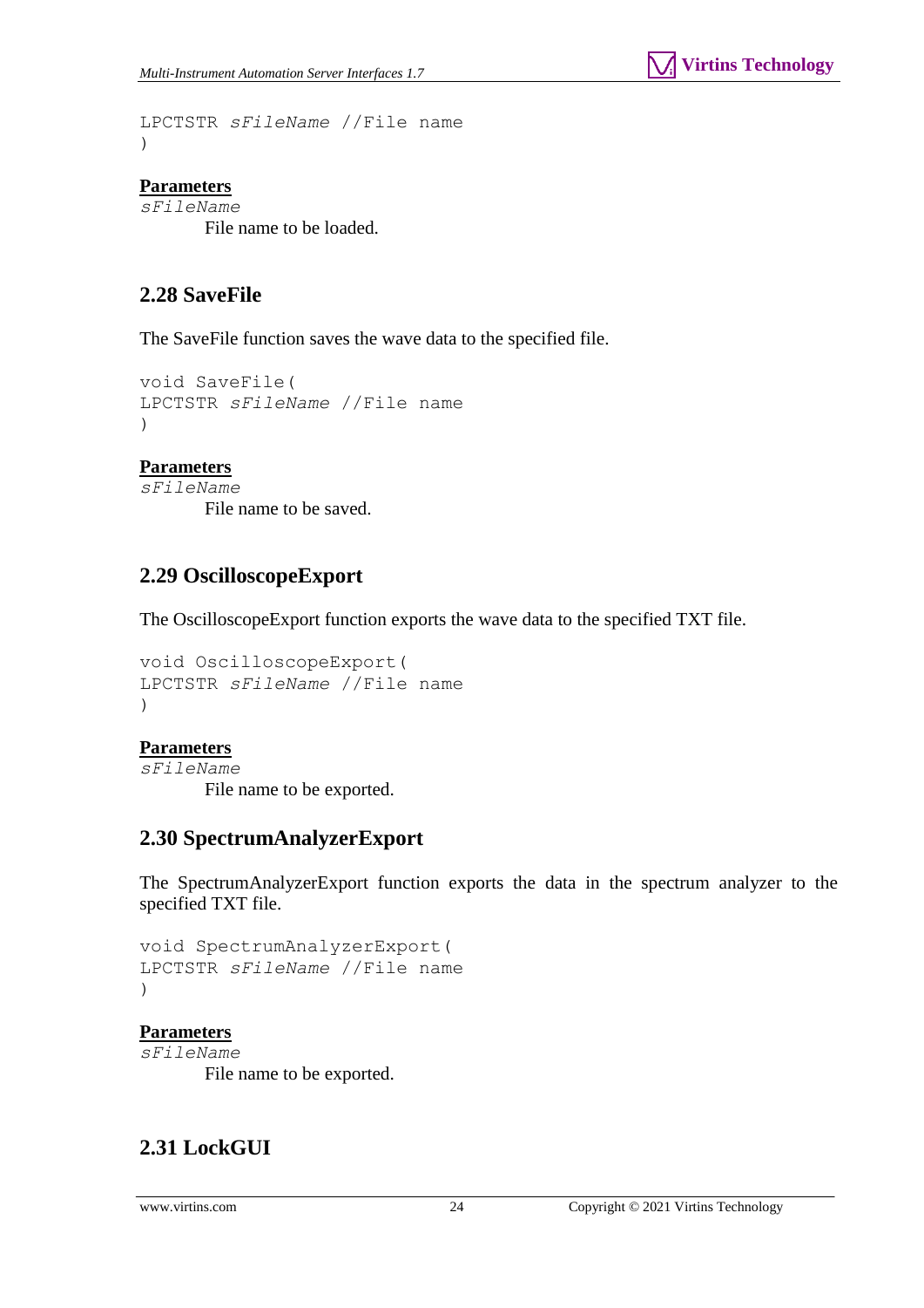```
LPCTSTR sFileName //File name
)
```

**Parameters**

*sFileName*

File name to be loaded.

## 2.28 SaveFile

The SaveFile function saves the wave data to the specified file.

```
void SaveFile(
LPCTSTR sFileName //File name
)
```

**Parameters**

*sFileName*

File name to be saved.

## 2.29 OscilloscopeExport

The OscilloscopeExport function exports the wave data to the specified TXT file.

```
void OscilloscopeExport(
LPCTSTR sFileName //File name
)
```

**Parameters**

*sFileName*

File name to be exported.

## 2.30 SpectrumAnalyzerExport

The SpectrumAnalyzerExport function exports the data in the spectrum analyzer to the specified TXT file.

```
void SpectrumAnalyzerExport(
LPCTSTR sFileName //File name
)
```

**Parameters**

*sFileName*

File name to be exported.

## 2.31 LockGUI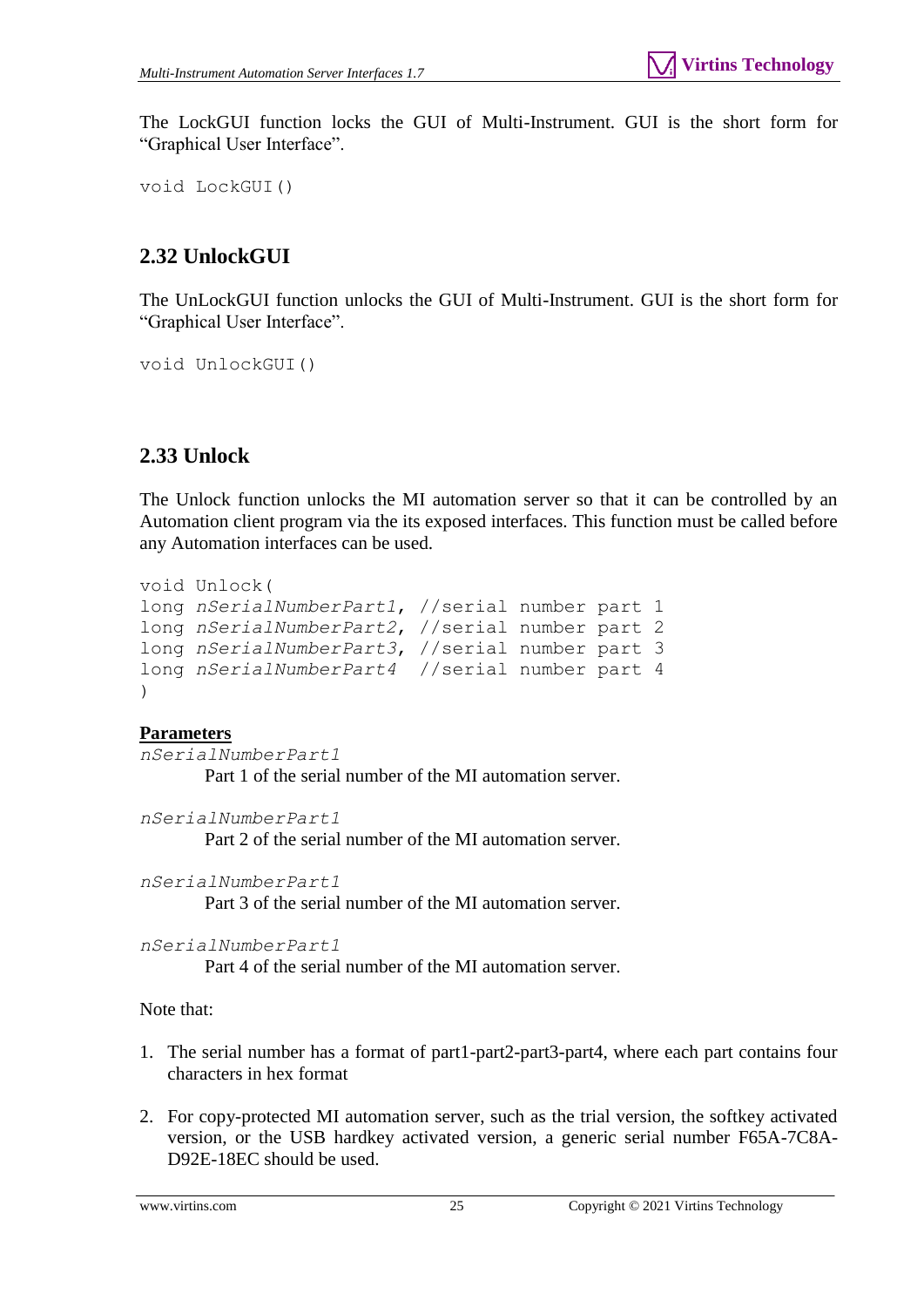The LockGUI function locks the GUI of Multi-Instrument. GUI is the short form for “Graphical User Interface”.

```
void LockGUI()
```

## 2.32 UnlockGUI

The UnLockGUI function unlocks the GUI of Multi-Instrument. GUI is the short form for “Graphical User Interface”.

```
void UnlockGUI()
```

## 2.33 Unlock

The Unlock function unlocks the MI automation server so that it can be controlled by an Automation client program via the its exposed interfaces. This function must be called before any Automation interfaces can be used.

```
void Unlock(
long nSerialNumberPart1, //serial number part 1
long nSerialNumberPart2, //serial number part 2
long nSerialNumberPart3, //serial number part 3
long nSerialNumberPart4  //serial number part 4
)
```

**Parameters**

*nSerialNumberPart1*

Part 1 of the serial number of the MI automation server.

*nSerialNumberPart1*

Part 2 of the serial number of the MI automation server.

*nSerialNumberPart1*

Part 3 of the serial number of the MI automation server.

*nSerialNumberPart1*

Part 4 of the serial number of the MI automation server.

Note that:

1. The serial number has a format of part1-part2-part3-part4, where each part contains four characters in hex format

2. For copy-protected MI automation server, such as the trial version, the softkey activated version, or the USB hardkey activated version, a generic serial number F65A-7C8A-D92E-18EC should be used.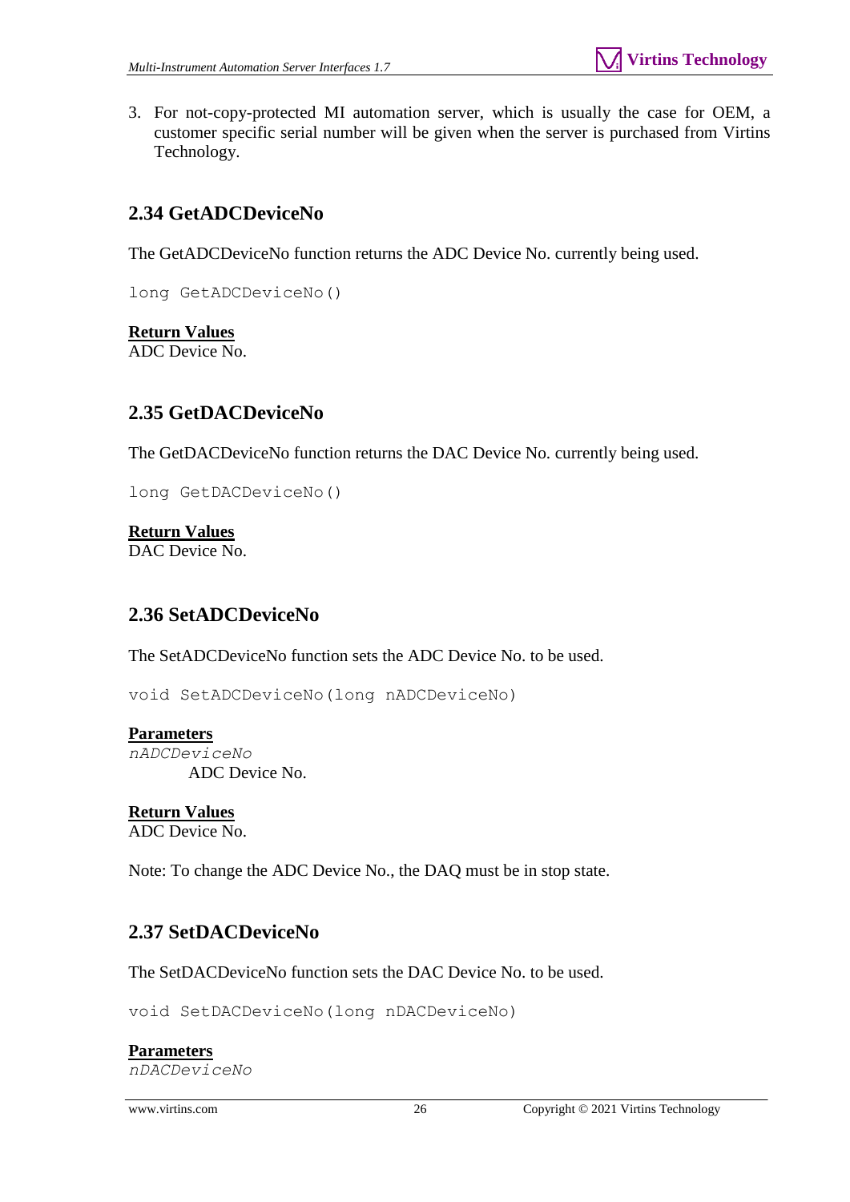3. For not-copy-protected MI automation server, which is usually the case for OEM, a customer specific serial number will be given when the server is purchased from Virtins Technology.

## 2.34 GetADCDeviceNo

The GetADCDeviceNo function returns the ADC Device No. currently being used.

```
long GetADCDeviceNo()
```

**Return Values**
ADC Device No.

## 2.35 GetDACDeviceNo

The GetDACDeviceNo function returns the DAC Device No. currently being used.

```
long GetDACDeviceNo()
```

**Return Values**
DAC Device No.

## 2.36 SetADCDeviceNo

The SetADCDeviceNo function sets the ADC Device No. to be used.

```
void SetADCDeviceNo(long nADCDeviceNo)
```

**Parameters**
*nADCDeviceNo*
    ADC Device No.

**Return Values**
ADC Device No.

Note: To change the ADC Device No., the DAQ must be in stop state.

## 2.37 SetDACDeviceNo

The SetDACDeviceNo function sets the DAC Device No. to be used.

```
void SetDACDeviceNo(long nDACDeviceNo)
```

**Parameters**
*nDACDeviceNo*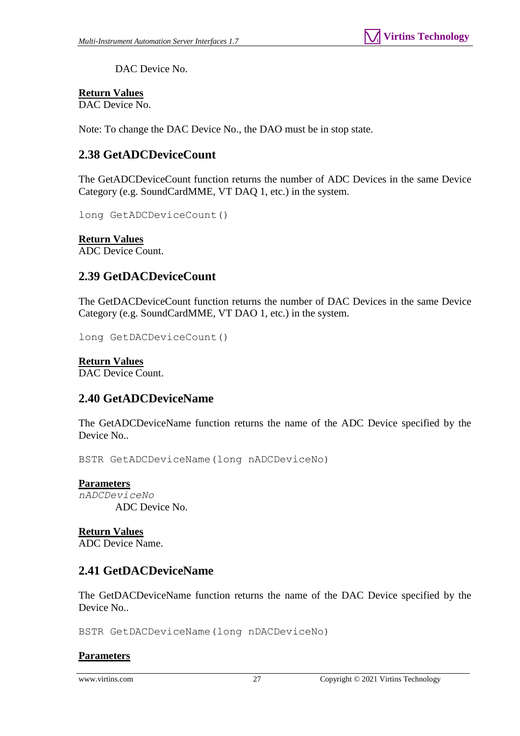DAC Device No.

**Return Values**
DAC Device No.

Note: To change the DAC Device No., the DAO must be in stop state.

## 2.38 GetADCDeviceCount

The GetADCDeviceCount function returns the number of ADC Devices in the same Device Category (e.g. SoundCardMME, VT DAQ 1, etc.) in the system.

```
long GetADCDeviceCount()
```

**Return Values**
ADC Device Count.

## 2.39 GetDACDeviceCount

The GetDACDeviceCount function returns the number of DAC Devices in the same Device Category (e.g. SoundCardMME, VT DAO 1, etc.) in the system.

```
long GetDACDeviceCount()
```

**Return Values**
DAC Device Count.

## 2.40 GetADCDeviceName

The GetADCDeviceName function returns the name of the ADC Device specified by the Device No..

```
BSTR GetADCDeviceName(long nADCDeviceNo)
```

**Parameters**
*nADCDeviceNo*
ADC Device No.

**Return Values**
ADC Device Name.

## 2.41 GetDACDeviceName

The GetDACDeviceName function returns the name of the DAC Device specified by the Device No..

```
BSTR GetDACDeviceName(long nDACDeviceNo)
```

**Parameters**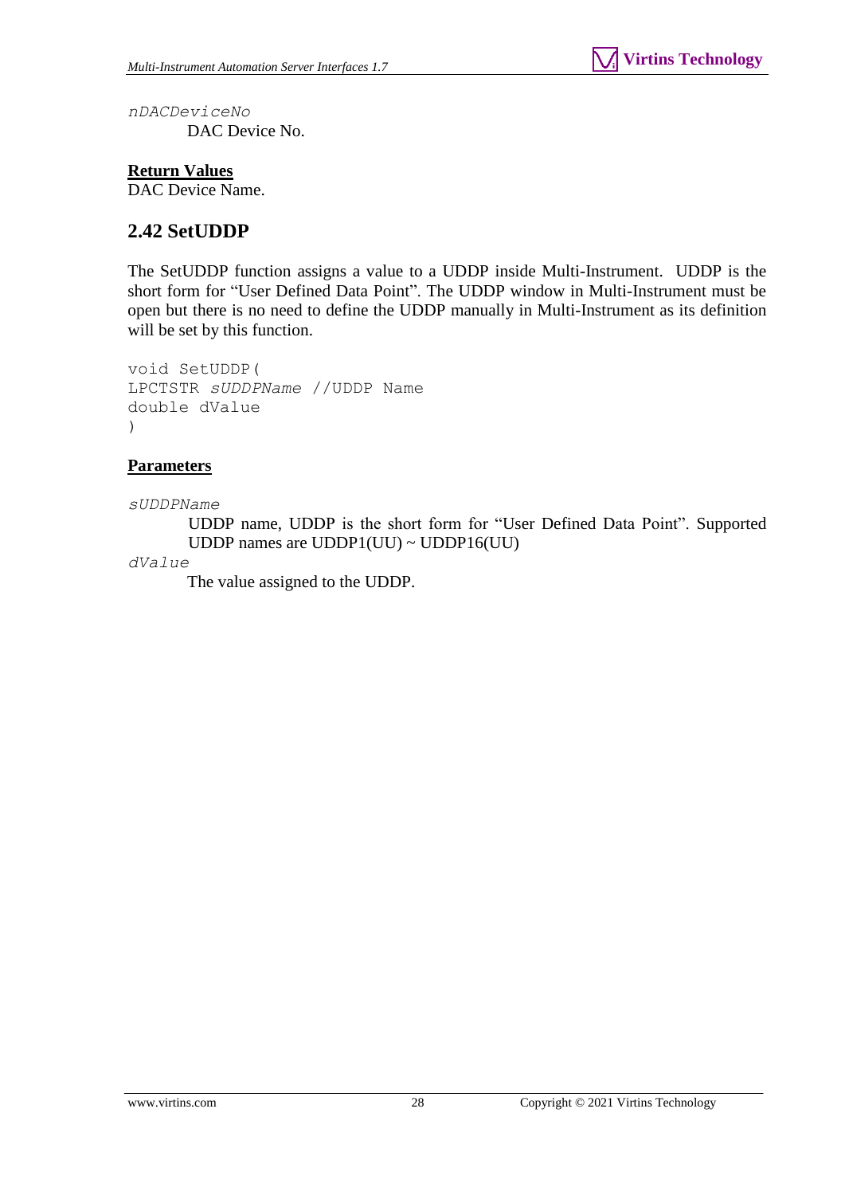*nDACDeviceNo*

DAC Device No.

**Return Values**

DAC Device Name.

## 2.42 SetUDDP

The SetUDDP function assigns a value to a UDDP inside Multi-Instrument. UDDP is the short form for "User Defined Data Point". The UDDP window in Multi-Instrument must be open but there is no need to define the UDDP manually in Multi-Instrument as its definition will be set by this function.

```
void SetUDDP(
LPCTSTR sUDDPName //UDDP Name
double dValue
)
```

**Parameters**

*sUDDPName*

UDDP name, UDDP is the short form for "User Defined Data Point". Supported UDDP names are UDDP1(UU) ~ UDDP16(UU)

*dValue*

The value assigned to the UDDP.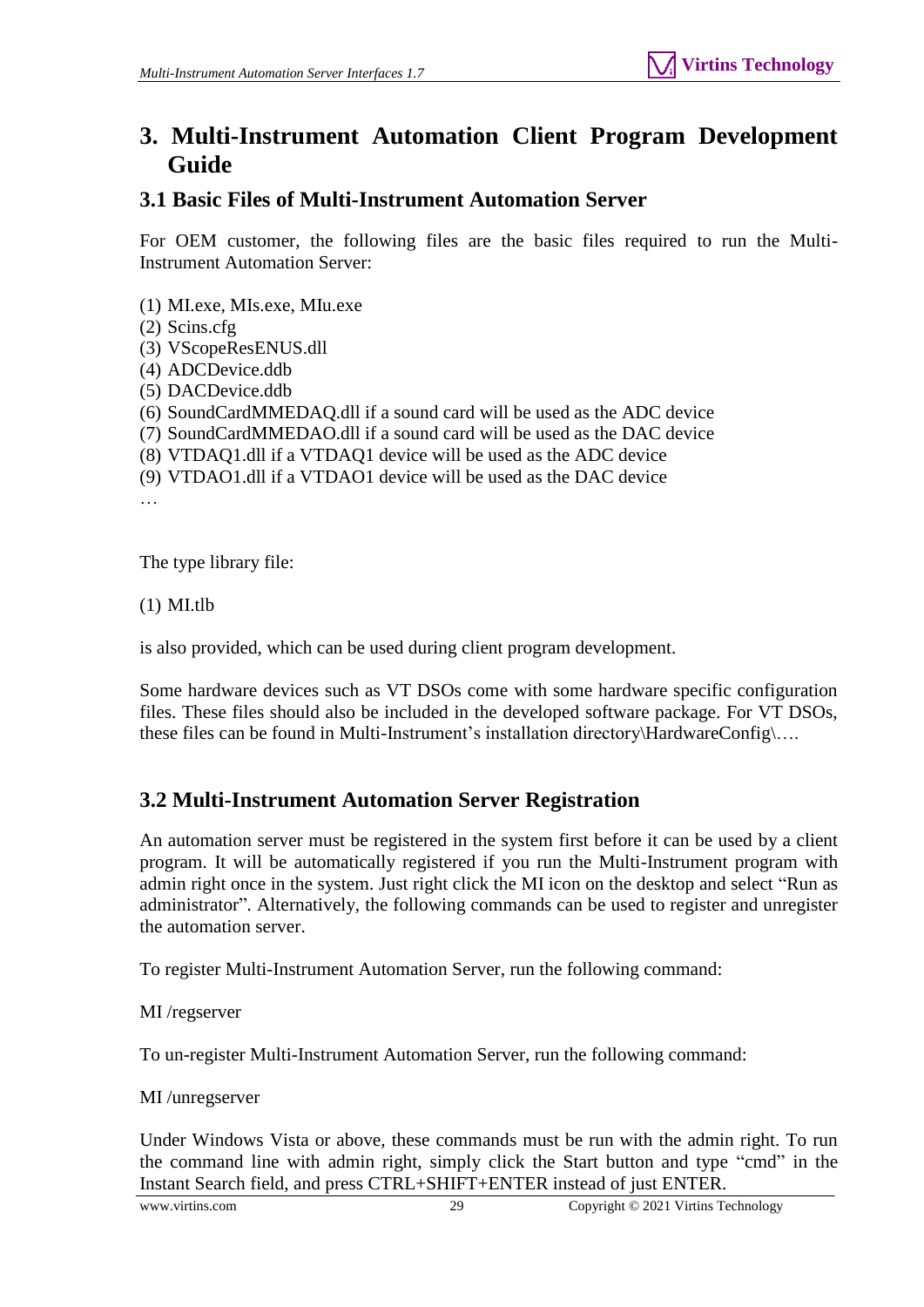# 3. Multi-Instrument Automation Client Program Development Guide

## 3.1 Basic Files of Multi-Instrument Automation Server

For OEM customer, the following files are the basic files required to run the Multi-Instrument Automation Server:

(1) MI.exe, MIs.exe, MIu.exe
(2) Scins.cfg
(3) VScopeResENUS.dll
(4) ADCDevice.ddb
(5) DACDevice.ddb
(6) SoundCardMMEDAQ.dll if a sound card will be used as the ADC device
(7) SoundCardMMEDAO.dll if a sound card will be used as the DAC device
(8) VTDAQ1.dll if a VTDAQ1 device will be used as the ADC device
(9) VTDAO1.dll if a VTDAO1 device will be used as the DAC device
…

The type library file:

(1) MI.tlb

is also provided, which can be used during client program development.

Some hardware devices such as VT DSOs come with some hardware specific configuration files. These files should also be included in the developed software package. For VT DSOs, these files can be found in Multi-Instrument's installation directory\HardwareConfig\….

## 3.2 Multi-Instrument Automation Server Registration

An automation server must be registered in the system first before it can be used by a client program. It will be automatically registered if you run the Multi-Instrument program with admin right once in the system. Just right click the MI icon on the desktop and select "Run as administrator". Alternatively, the following commands can be used to register and unregister the automation server.

To register Multi-Instrument Automation Server, run the following command:

MI /regserver

To un-register Multi-Instrument Automation Server, run the following command:

MI /unregserver

Under Windows Vista or above, these commands must be run with the admin right. To run the command line with admin right, simply click the Start button and type "cmd" in the Instant Search field, and press CTRL+SHIFT+ENTER instead of just ENTER.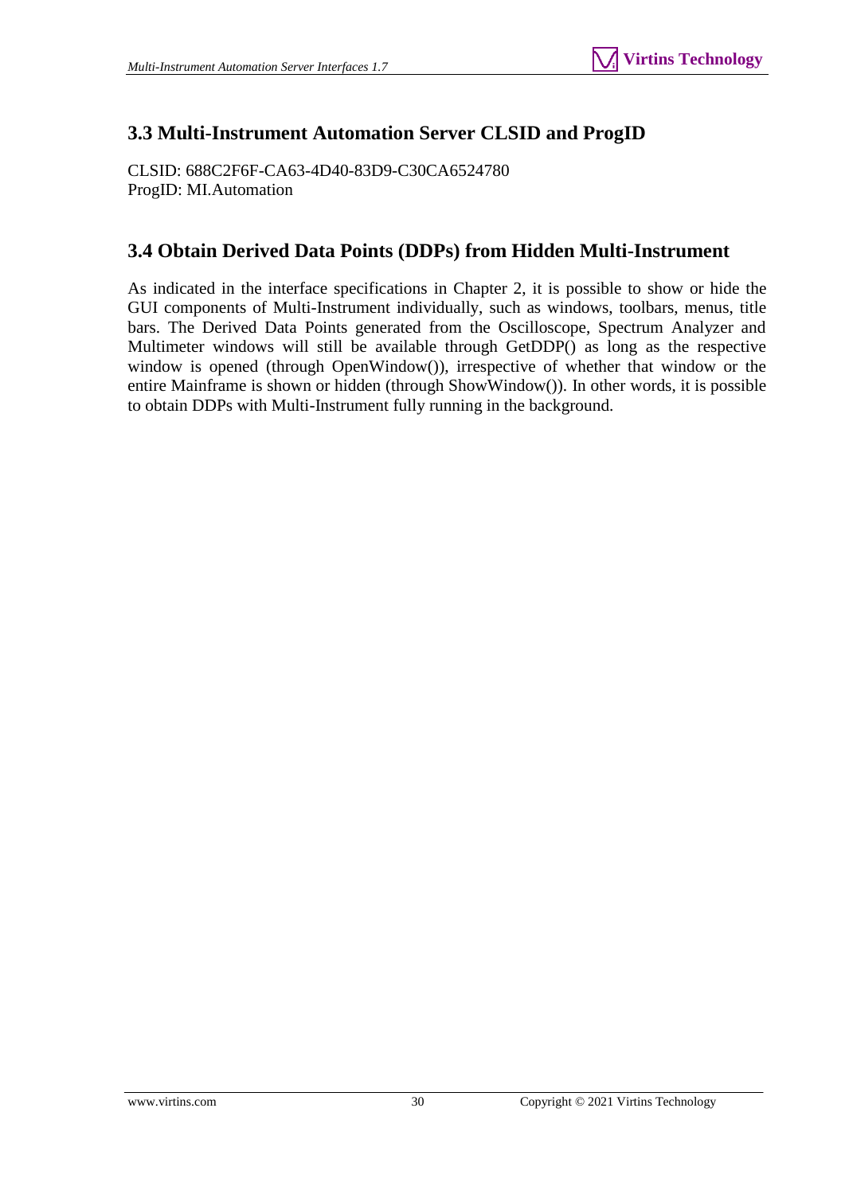## 3.3 Multi-Instrument Automation Server CLSID and ProgID

CLSID: 688C2F6F-CA63-4D40-83D9-C30CA6524780
ProgID: MI.Automation

## 3.4 Obtain Derived Data Points (DDPs) from Hidden Multi-Instrument

As indicated in the interface specifications in Chapter 2, it is possible to show or hide the GUI components of Multi-Instrument individually, such as windows, toolbars, menus, title bars. The Derived Data Points generated from the Oscilloscope, Spectrum Analyzer and Multimeter windows will still be available through GetDDP() as long as the respective window is opened (through OpenWindow()), irrespective of whether that window or the entire Mainframe is shown or hidden (through ShowWindow()). In other words, it is possible to obtain DDPs with Multi-Instrument fully running in the background.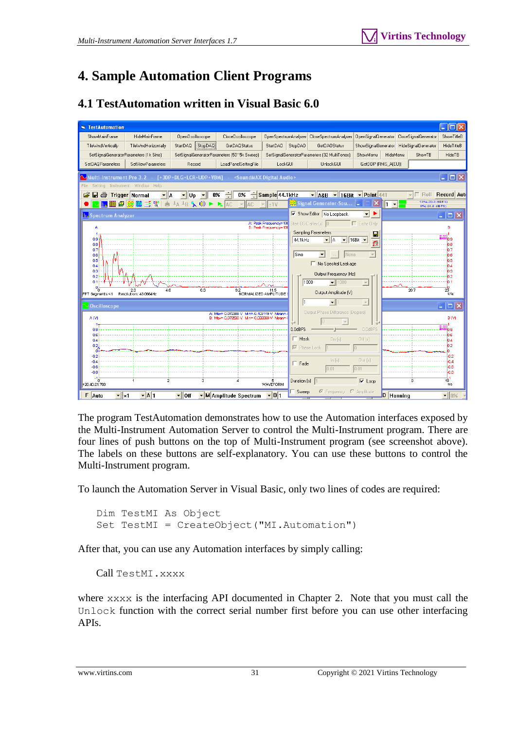# 4. Sample Automation Client Programs

## 4.1 TestAutomation written in Visual Basic 6.0

The program TestAutomation demonstrates how to use the Automation interfaces exposed by the Multi-Instrument Automation Server to control the Multi-Instrument program. There are four lines of push buttons on the top of Multi-Instrument program (see screenshot above). The labels on these buttons are self-explanatory. You can use these buttons to control the Multi-Instrument program.

To launch the Automation Server in Visual Basic, only two lines of codes are required:

```
Dim TestMI As Object
Set TestMI = CreateObject("MI.Automation")
```

After that, you can use any Automation interfaces by simply calling:

Call `TestMI.xxxx`

where `xxxx` is the interfacing API documented in Chapter 2. Note that you must call the `Unlock` function with the correct serial number first before you can use other interfacing APIs.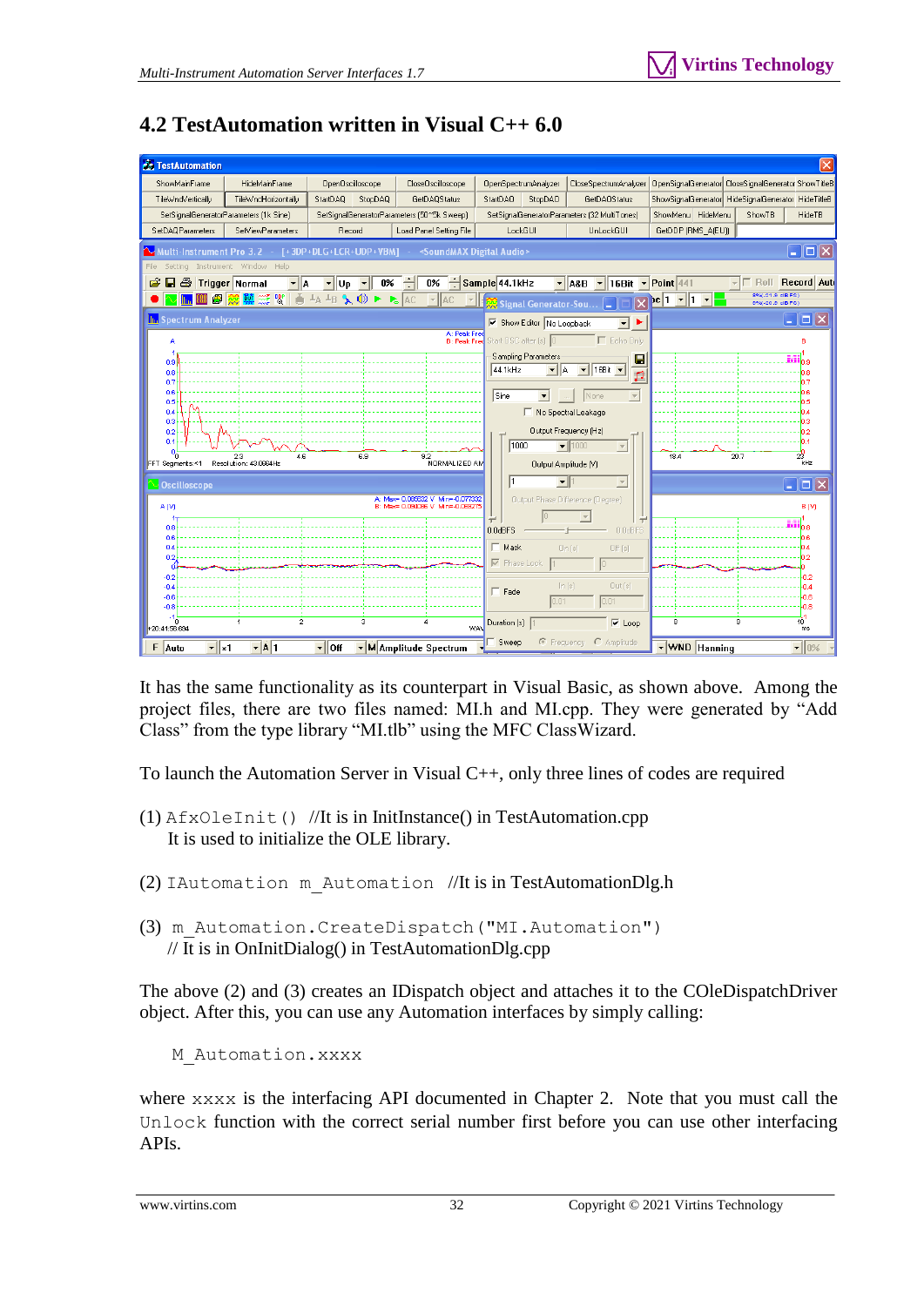## 4.2 TestAutomation written in Visual C++ 6.0

It has the same functionality as its counterpart in Visual Basic, as shown above. Among the project files, there are two files named: MI.h and MI.cpp. They were generated by "Add Class" from the type library "MI.tlb" using the MFC ClassWizard.

To launch the Automation Server in Visual C++, only three lines of codes are required

(1) `AfxOleInit()` //It is in InitInstance() in TestAutomation.cpp
It is used to initialize the OLE library.

(2) `IAutomation m_Automation` //It is in TestAutomationDlg.h

(3) `m_Automation.CreateDispatch("MI.Automation")`
// It is in OnInitDialog() in TestAutomationDlg.cpp

The above (2) and (3) creates an IDispatch object and attaches it to the COleDispatchDriver object. After this, you can use any Automation interfaces by simply calling:

```
M_Automation.xxxx
```

where `xxxx` is the interfacing API documented in Chapter 2. Note that you must call the `Unlock` function with the correct serial number first before you can use other interfacing APIs.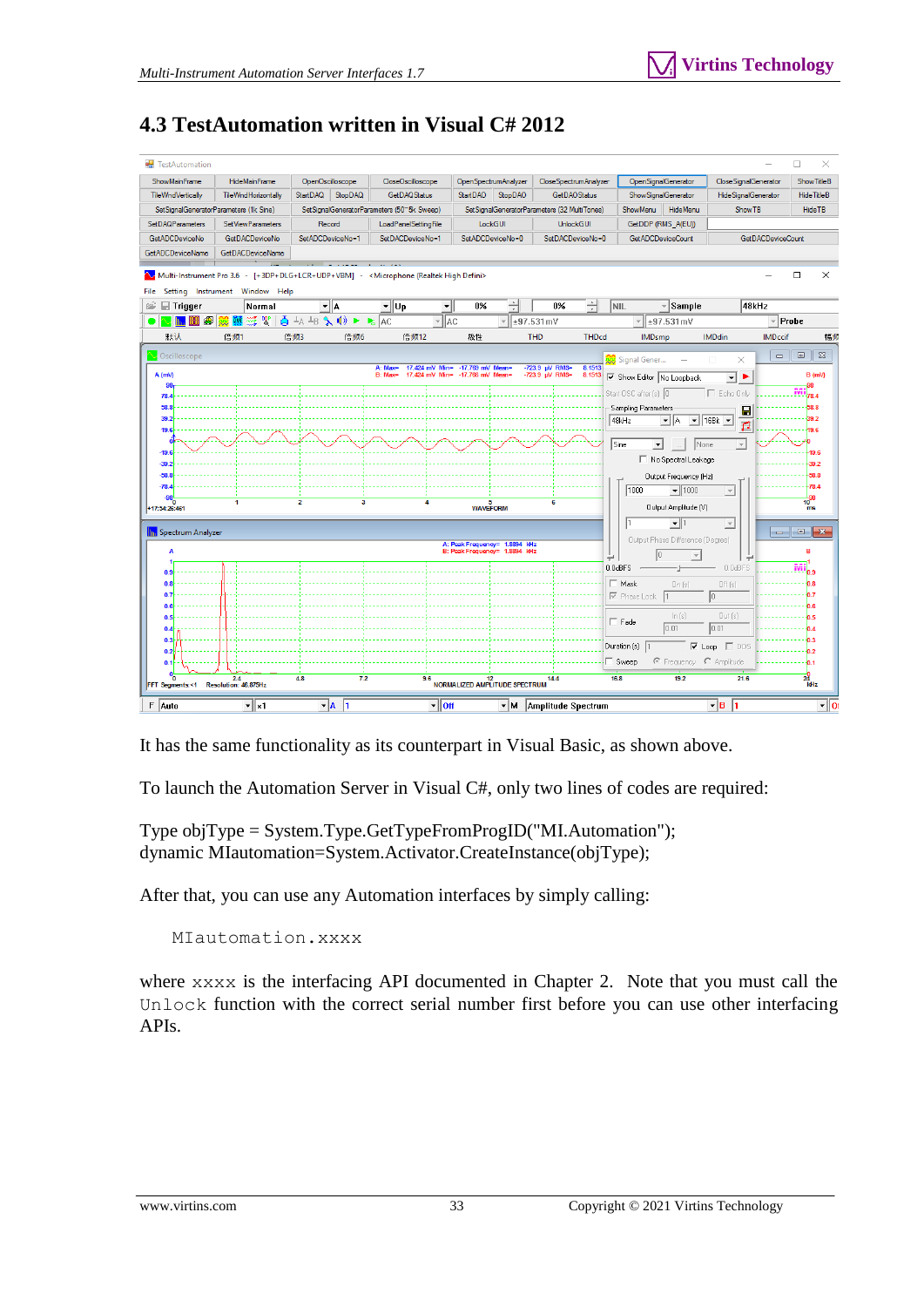## 4.3 TestAutomation written in Visual C# 2012

It has the same functionality as its counterpart in Visual Basic, as shown above.

To launch the Automation Server in Visual C#, only two lines of codes are required:

```
Type objType = System.Type.GetTypeFromProgID("MI.Automation");
dynamic MIautomation=System.Activator.CreateInstance(objType);
```

After that, you can use any Automation interfaces by simply calling:

```
MIautomation.xxxx
```

where `xxxx` is the interfacing API documented in Chapter 2. Note that you must call the `Unlock` function with the correct serial number first before you can use other interfacing APIs.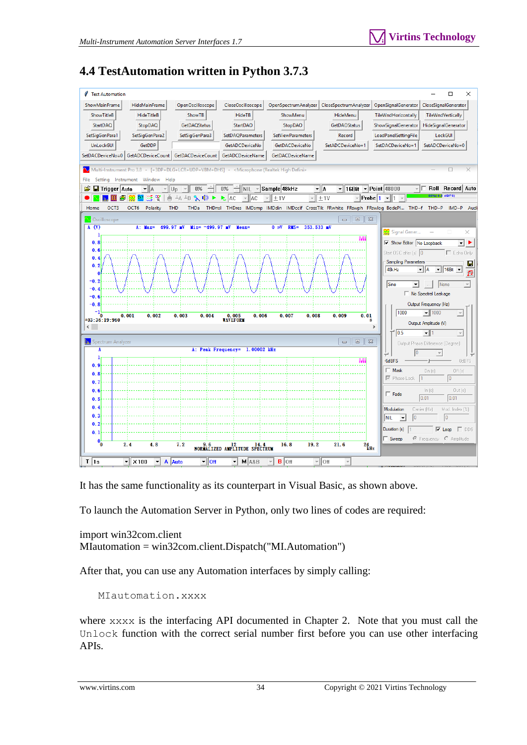## 4.4 TestAutomation written in Python 3.7.3

It has the same functionality as its counterpart in Visual Basic, as shown above.

To launch the Automation Server in Python, only two lines of codes are required:

```
import win32com.client
MIautomation = win32com.client.Dispatch("MI.Automation")
```

After that, you can use any Automation interfaces by simply calling:

```
MIautomation.xxxx
```

where `xxxx` is the interfacing API documented in Chapter 2. Note that you must call the `Unlock` function with the correct serial number first before you can use other interfacing APIs.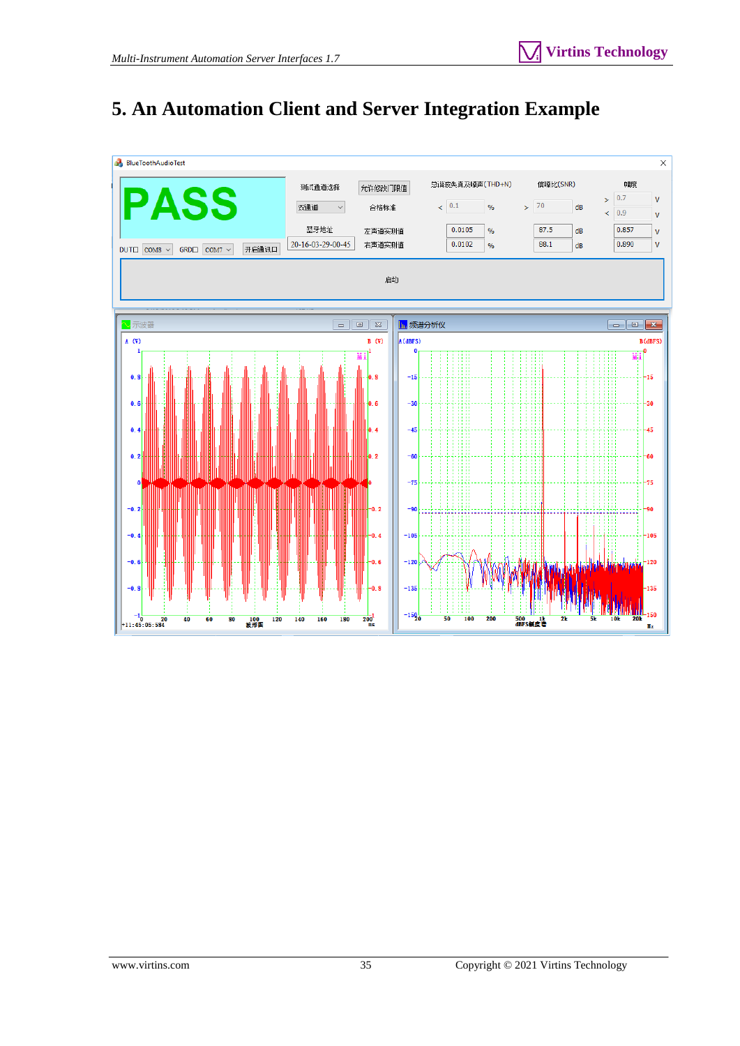# 5. An Automation Client and Server Integration Example

BlueToothAudioTest

PASS

测试通道选择

允许修改门限值

双通道

合格标准

蓝牙地址

20-16-03-29-00-45

总谐波失真及噪声(THD+N)

< 0.1 %

左声道实测值 0.0105 %

右声道实测值 0.0102 %

信噪比(SNR)

> 70 dB

87.5 dB

88.1 dB

幅度

> 0.7 V

< 0.9 V

0.857 V

0.890 V

DUT口 COM8

GRD口 COM7

开启通讯口

启动

示波器

A (V)

B (V)

1

0.8

0.6

0.4

0.2

0

-0.2

-0.4

-0.6

-0.8

-1

0 20 40 60 80 100 120 140 160 180 200

ms

波形图

+11:45:05:584

频谱分析仪

A(dBFS)

B(dBFS)

0

-15

-30

-45

-60

-75

-90

-105

-120

-135

-150

20 50 100 200 500 1k 2k 5k 10k 20k

Hz

dBFS幅度谱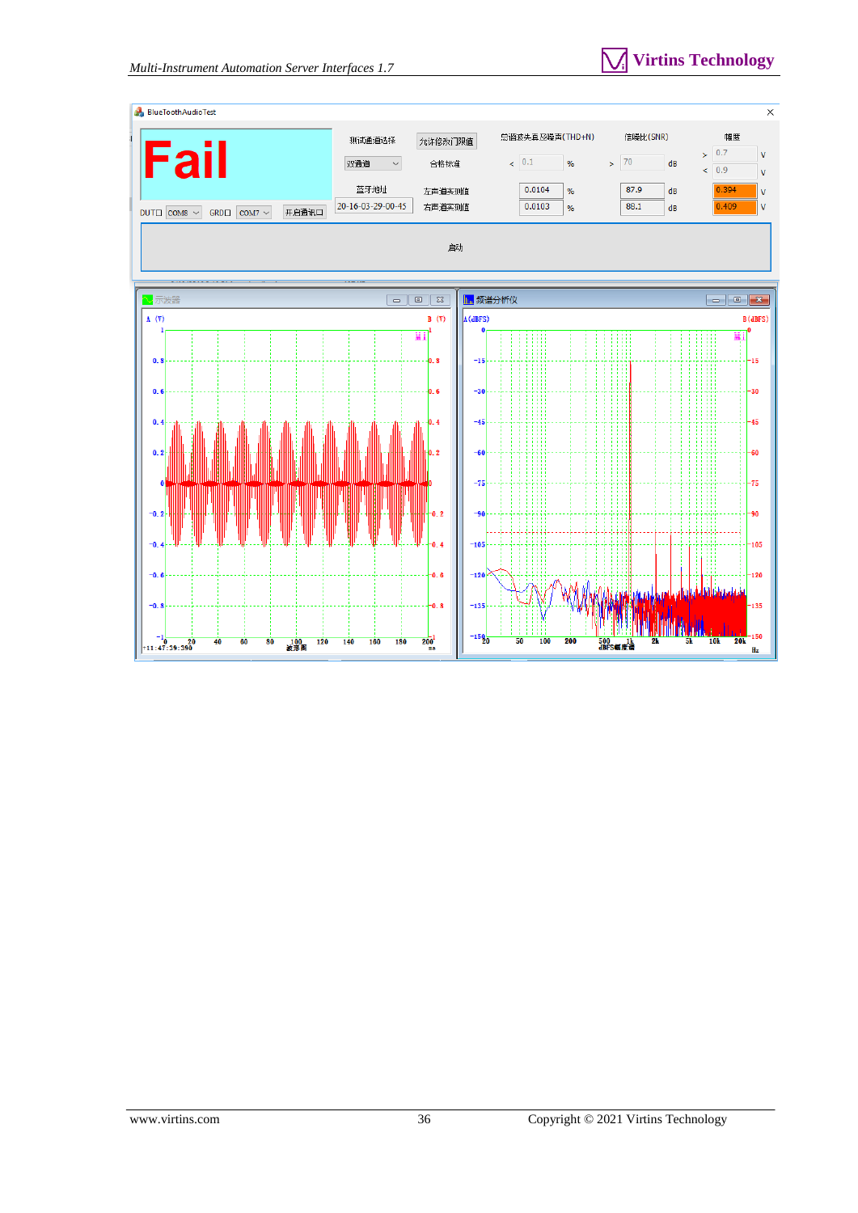BlueToothAudioTest

Fail

测试通道选择 双通道

允许修改门限值

合格标准

总谐波失真及噪声(THD+N) < 0.1 %

信噪比(SNR) > 70 dB

幅度 > 0.7 V < 0.9 V

蓝牙地址 20-16-03-29-00-45

左声道实测值 0.0104 % 87.9 dB 0.394 V

右声道实测值 0.0103 % 88.1 dB 0.409 V

DUT口 COM8 GRD口 COM7 开启通讯口

启动

示波器

A (V)

B (V)

1 0.8 0.6 0.4 0.2 0 -0.2 -0.4 -0.6 -0.8 -1

0 20 40 60 80 100 120 140 160 180 200

波形图

ms

+11:47:59:390

频谱分析仪

A(dBFS)

B(dBFS)

0 -15 -30 -45 -60 -75 -90 -105 -120 -135 -150

20 50 100 200 500 1k 2k 5k 10k 20k

dBFS幅度谱

Hz